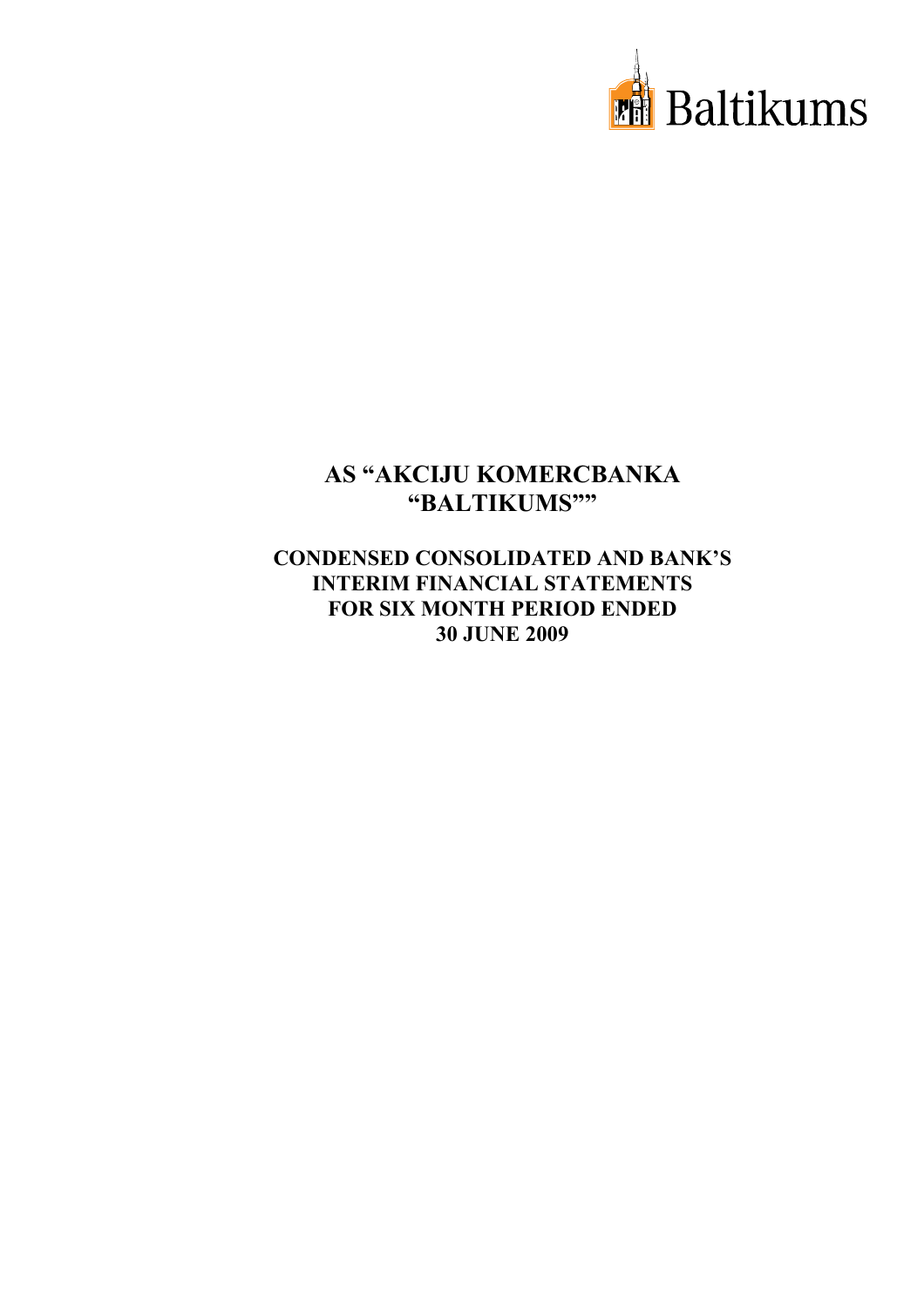Baltikums

# AS "AKCIJU KOMERCBANKA "BALTIKUMS""

## CONDENSED CONSOLIDATED AND BANK'S INTERIM FINANCIAL STATEMENTS FOR SIX MONTH PERIOD ENDED 30 JUNE 2009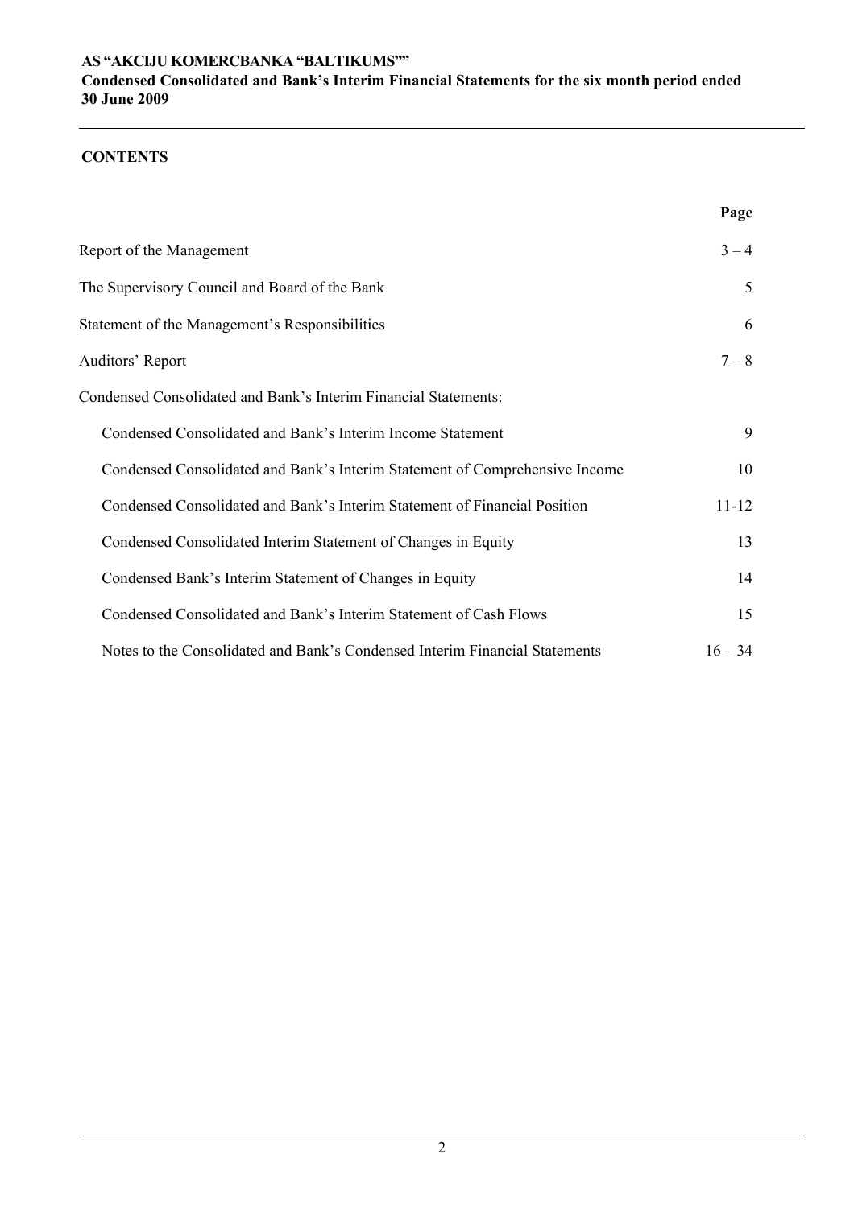## CONTENTS

| | Page |
|---|---|
| Report of the Management | 3 – 4 |
| The Supervisory Council and Board of the Bank | 5 |
| Statement of the Management's Responsibilities | 6 |
| Auditors' Report | 7 – 8 |
| Condensed Consolidated and Bank's Interim Financial Statements: | |
| Condensed Consolidated and Bank's Interim Income Statement | 9 |
| Condensed Consolidated and Bank's Interim Statement of Comprehensive Income | 10 |
| Condensed Consolidated and Bank's Interim Statement of Financial Position | 11-12 |
| Condensed Consolidated Interim Statement of Changes in Equity | 13 |
| Condensed Bank's Interim Statement of Changes in Equity | 14 |
| Condensed Consolidated and Bank's Interim Statement of Cash Flows | 15 |
| Notes to the Consolidated and Bank's Condensed Interim Financial Statements | 16 – 34 |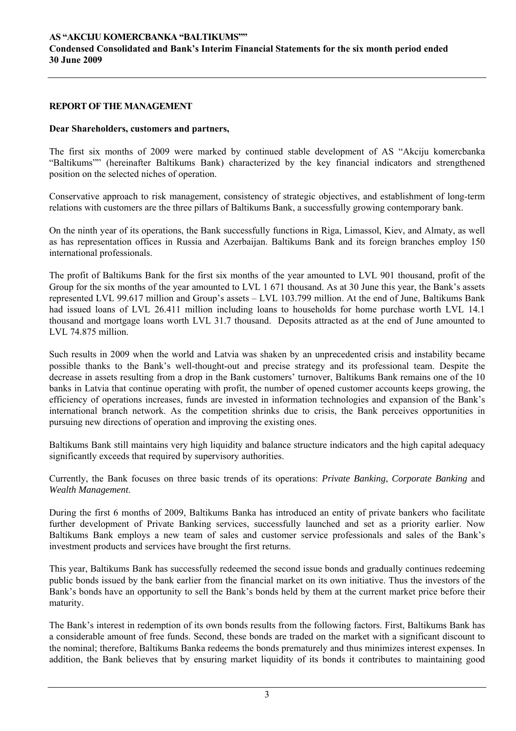## REPORT OF THE MANAGEMENT

**Dear Shareholders, customers and partners,**

The first six months of 2009 were marked by continued stable development of AS "Akciju komercbanka "Baltikums"" (hereinafter Baltikums Bank) characterized by the key financial indicators and strengthened position on the selected niches of operation.

Conservative approach to risk management, consistency of strategic objectives, and establishment of long-term relations with customers are the three pillars of Baltikums Bank, a successfully growing contemporary bank.

On the ninth year of its operations, the Bank successfully functions in Riga, Limassol, Kiev, and Almaty, as well as has representation offices in Russia and Azerbaijan. Baltikums Bank and its foreign branches employ 150 international professionals.

The profit of Baltikums Bank for the first six months of the year amounted to LVL 901 thousand, profit of the Group for the six months of the year amounted to LVL 1 671 thousand. As at 30 June this year, the Bank's assets represented LVL 99.617 million and Group's assets – LVL 103.799 million. At the end of June, Baltikums Bank had issued loans of LVL 26.411 million including loans to households for home purchase worth LVL 14.1 thousand and mortgage loans worth LVL 31.7 thousand. Deposits attracted as at the end of June amounted to LVL 74.875 million.

Such results in 2009 when the world and Latvia was shaken by an unprecedented crisis and instability became possible thanks to the Bank's well-thought-out and precise strategy and its professional team. Despite the decrease in assets resulting from a drop in the Bank customers' turnover, Baltikums Bank remains one of the 10 banks in Latvia that continue operating with profit, the number of opened customer accounts keeps growing, the efficiency of operations increases, funds are invested in information technologies and expansion of the Bank's international branch network. As the competition shrinks due to crisis, the Bank perceives opportunities in pursuing new directions of operation and improving the existing ones.

Baltikums Bank still maintains very high liquidity and balance structure indicators and the high capital adequacy significantly exceeds that required by supervisory authorities.

Currently, the Bank focuses on three basic trends of its operations: *Private Banking*, *Corporate Banking* and *Wealth Management*.

During the first 6 months of 2009, Baltikums Banka has introduced an entity of private bankers who facilitate further development of Private Banking services, successfully launched and set as a priority earlier. Now Baltikums Bank employs a new team of sales and customer service professionals and sales of the Bank's investment products and services have brought the first returns.

This year, Baltikums Bank has successfully redeemed the second issue bonds and gradually continues redeeming public bonds issued by the bank earlier from the financial market on its own initiative. Thus the investors of the Bank's bonds have an opportunity to sell the Bank's bonds held by them at the current market price before their maturity.

The Bank's interest in redemption of its own bonds results from the following factors. First, Baltikums Bank has a considerable amount of free funds. Second, these bonds are traded on the market with a significant discount to the nominal; therefore, Baltikums Banka redeems the bonds prematurely and thus minimizes interest expenses. In addition, the Bank believes that by ensuring market liquidity of its bonds it contributes to maintaining good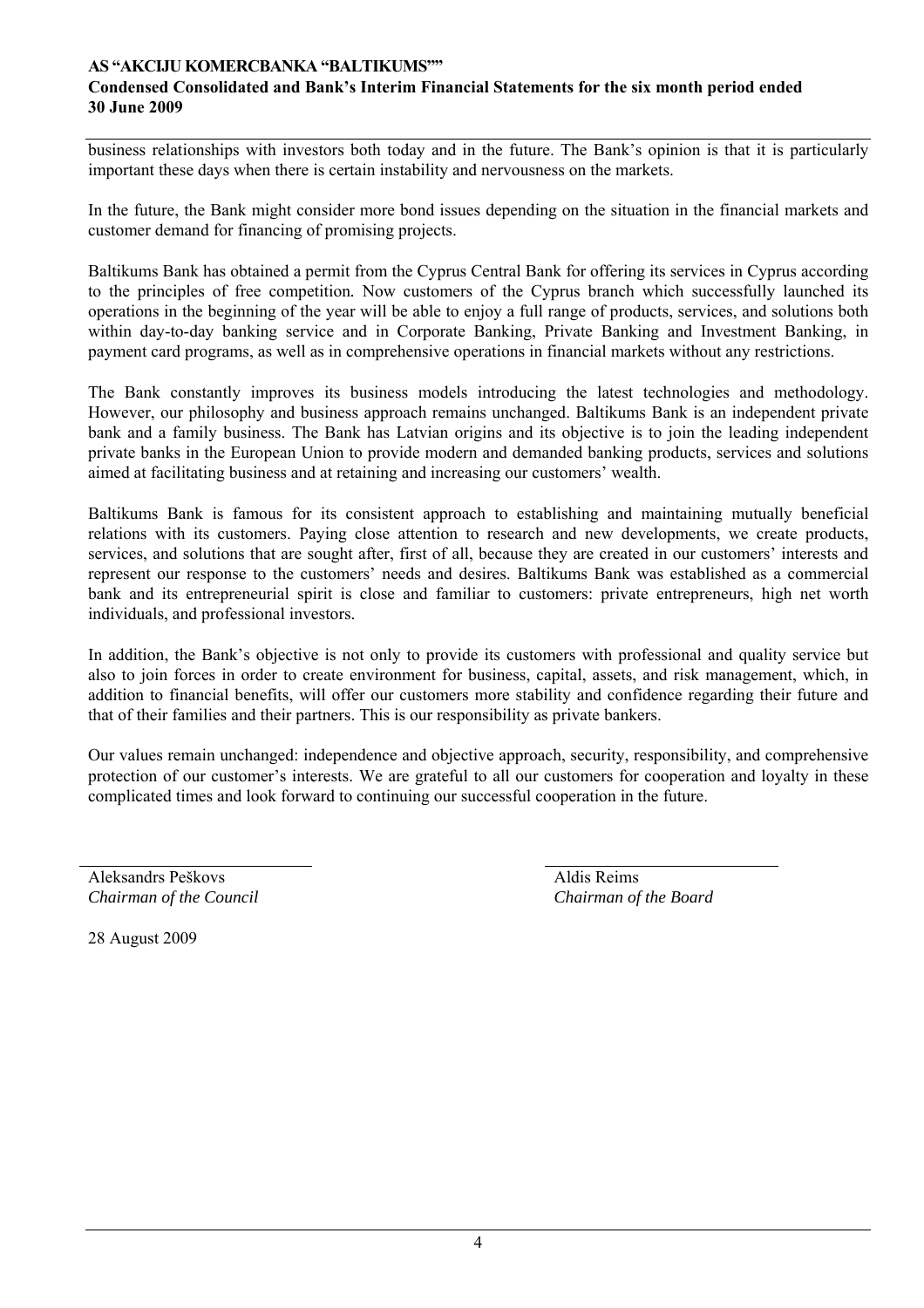business relationships with investors both today and in the future. The Bank's opinion is that it is particularly important these days when there is certain instability and nervousness on the markets.

In the future, the Bank might consider more bond issues depending on the situation in the financial markets and customer demand for financing of promising projects.

Baltikums Bank has obtained a permit from the Cyprus Central Bank for offering its services in Cyprus according to the principles of free competition. Now customers of the Cyprus branch which successfully launched its operations in the beginning of the year will be able to enjoy a full range of products, services, and solutions both within day-to-day banking service and in Corporate Banking, Private Banking and Investment Banking, in payment card programs, as well as in comprehensive operations in financial markets without any restrictions.

The Bank constantly improves its business models introducing the latest technologies and methodology. However, our philosophy and business approach remains unchanged. Baltikums Bank is an independent private bank and a family business. The Bank has Latvian origins and its objective is to join the leading independent private banks in the European Union to provide modern and demanded banking products, services and solutions aimed at facilitating business and at retaining and increasing our customers' wealth.

Baltikums Bank is famous for its consistent approach to establishing and maintaining mutually beneficial relations with its customers. Paying close attention to research and new developments, we create products, services, and solutions that are sought after, first of all, because they are created in our customers' interests and represent our response to the customers' needs and desires. Baltikums Bank was established as a commercial bank and its entrepreneurial spirit is close and familiar to customers: private entrepreneurs, high net worth individuals, and professional investors.

In addition, the Bank's objective is not only to provide its customers with professional and quality service but also to join forces in order to create environment for business, capital, assets, and risk management, which, in addition to financial benefits, will offer our customers more stability and confidence regarding their future and that of their families and their partners. This is our responsibility as private bankers.

Our values remain unchanged: independence and objective approach, security, responsibility, and comprehensive protection of our customer's interests. We are grateful to all our customers for cooperation and loyalty in these complicated times and look forward to continuing our successful cooperation in the future.

| | |
|---|---|
| Aleksandrs Peškovs | Aldis Reims |
| *Chairman of the Council* | *Chairman of the Board* |

28 August 2009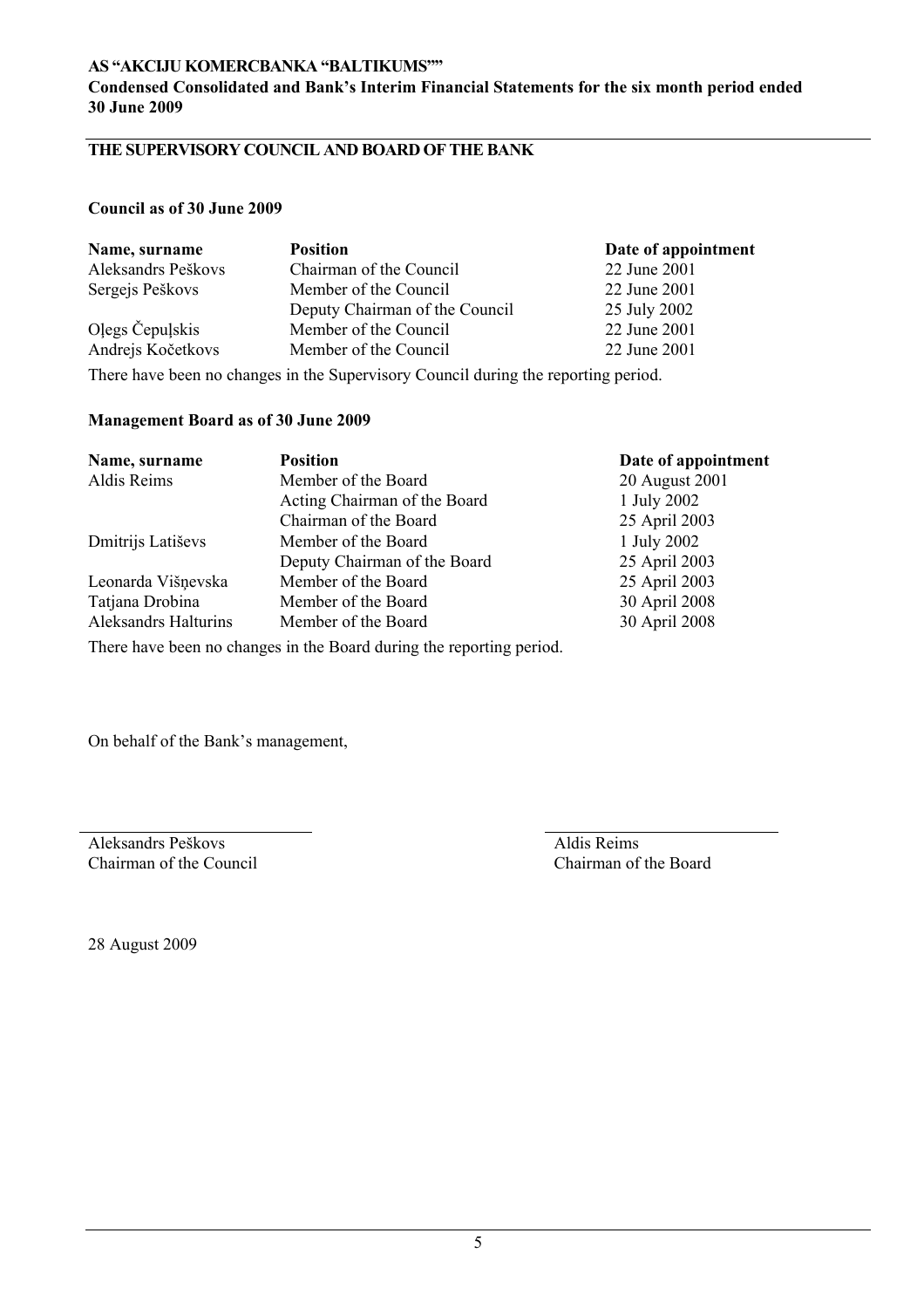## THE SUPERVISORY COUNCIL AND BOARD OF THE BANK

**Council as of 30 June 2009**

| Name, surname | Position | Date of appointment |
|---|---|---|
| Aleksandrs Peškovs | Chairman of the Council | 22 June 2001 |
| Sergejs Peškovs | Member of the Council | 22 June 2001 |
| | Deputy Chairman of the Council | 25 July 2002 |
| Oļegs Čepuļskis | Member of the Council | 22 June 2001 |
| Andrejs Kočetkovs | Member of the Council | 22 June 2001 |

There have been no changes in the Supervisory Council during the reporting period.

**Management Board as of 30 June 2009**

| Name, surname | Position | Date of appointment |
|---|---|---|
| Aldis Reims | Member of the Board | 20 August 2001 |
| | Acting Chairman of the Board | 1 July 2002 |
| | Chairman of the Board | 25 April 2003 |
| Dmitrijs Latiševs | Member of the Board | 1 July 2002 |
| | Deputy Chairman of the Board | 25 April 2003 |
| Leonarda Višņevska | Member of the Board | 25 April 2003 |
| Tatjana Drobina | Member of the Board | 30 April 2008 |
| Aleksandrs Halturins | Member of the Board | 30 April 2008 |

There have been no changes in the Board during the reporting period.

On behalf of the Bank's management,

Aleksandrs Peškovs
Chairman of the Council

Aldis Reims
Chairman of the Board

28 August 2009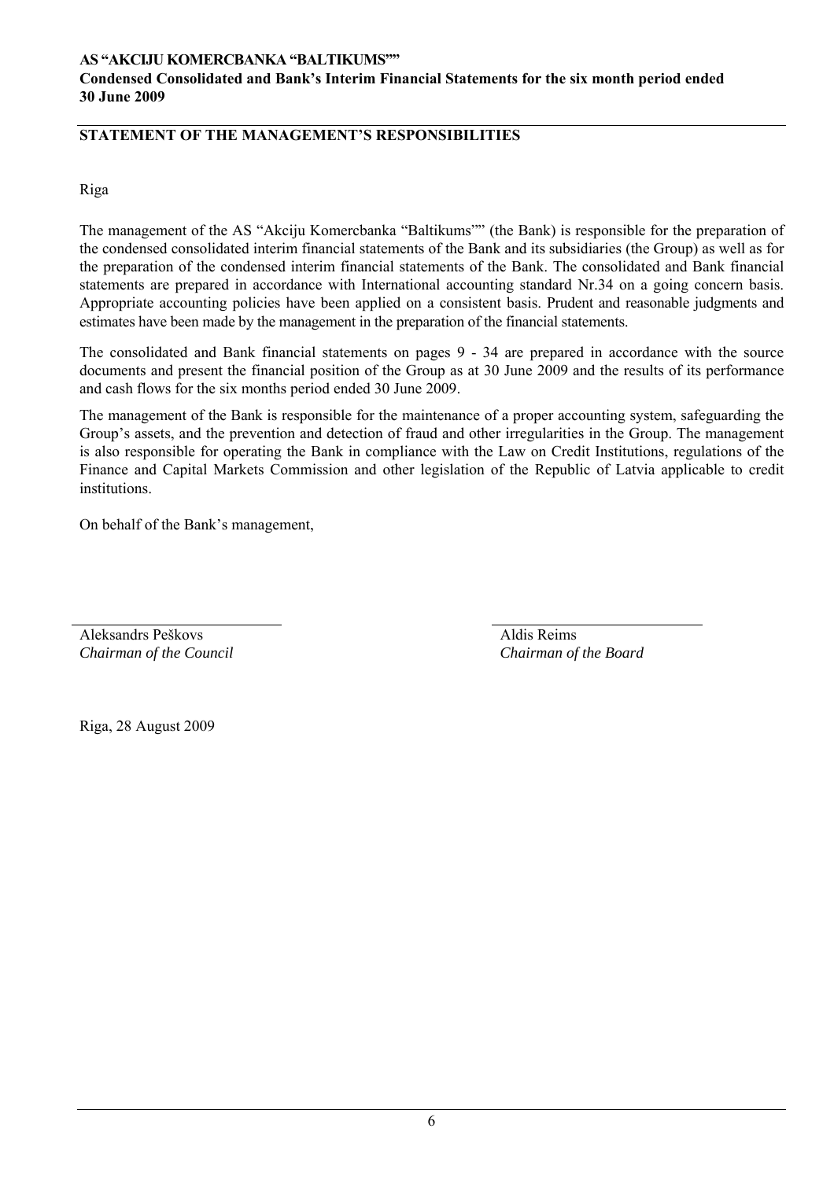## STATEMENT OF THE MANAGEMENT'S RESPONSIBILITIES

Riga

The management of the AS "Akciju Komercbanka "Baltikums"" (the Bank) is responsible for the preparation of the condensed consolidated interim financial statements of the Bank and its subsidiaries (the Group) as well as for the preparation of the condensed interim financial statements of the Bank. The consolidated and Bank financial statements are prepared in accordance with International accounting standard Nr.34 on a going concern basis. Appropriate accounting policies have been applied on a consistent basis. Prudent and reasonable judgments and estimates have been made by the management in the preparation of the financial statements.

The consolidated and Bank financial statements on pages 9 - 34 are prepared in accordance with the source documents and present the financial position of the Group as at 30 June 2009 and the results of its performance and cash flows for the six months period ended 30 June 2009.

The management of the Bank is responsible for the maintenance of a proper accounting system, safeguarding the Group's assets, and the prevention and detection of fraud and other irregularities in the Group. The management is also responsible for operating the Bank in compliance with the Law on Credit Institutions, regulations of the Finance and Capital Markets Commission and other legislation of the Republic of Latvia applicable to credit institutions.

On behalf of the Bank's management,

| | |
|---|---|
| Aleksandrs Peškovs | Aldis Reims |
| *Chairman of the Council* | *Chairman of the Board* |

Riga, 28 August 2009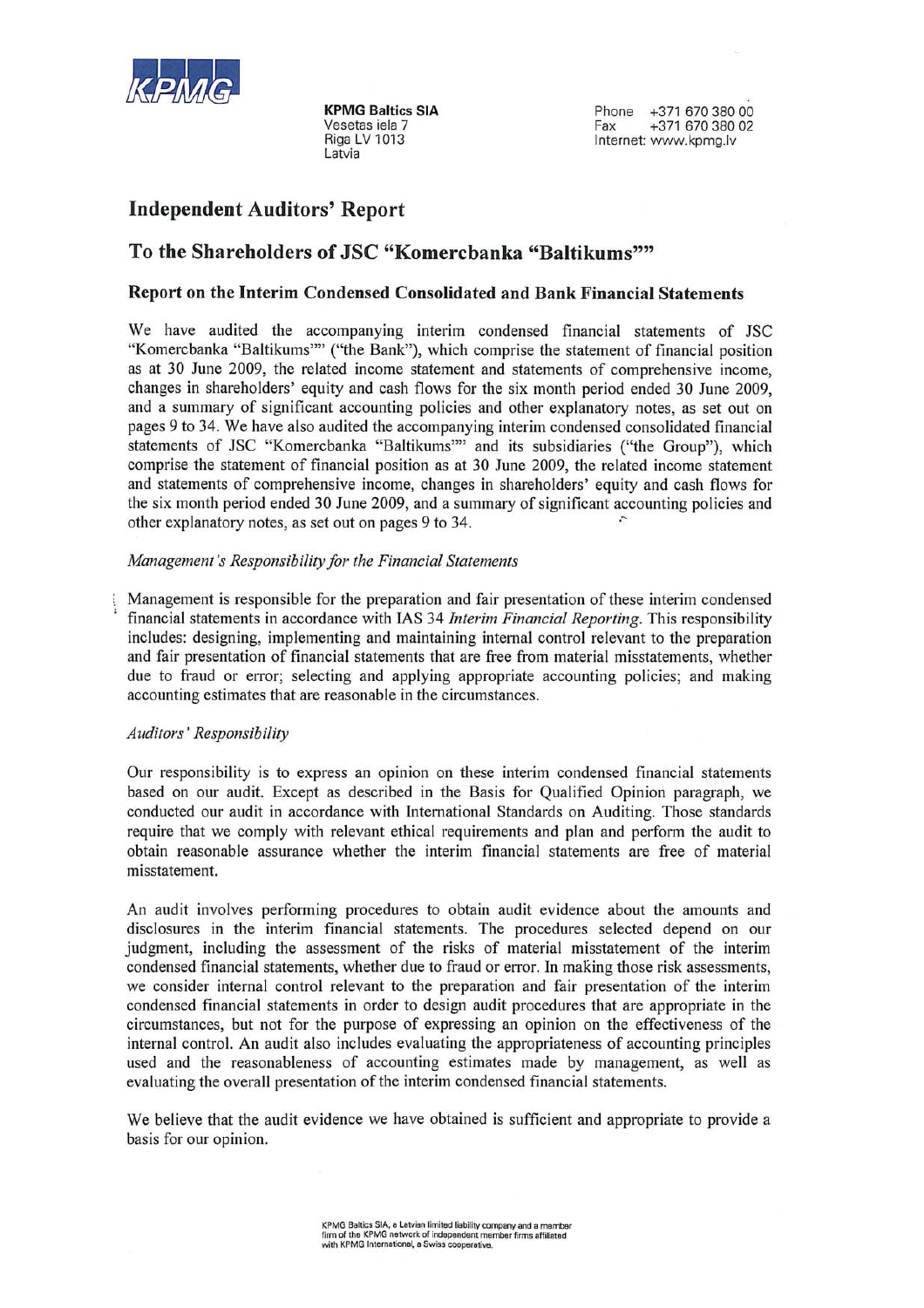**KPMG Baltics SIA**
Vesetas iela 7
Riga LV 1013
Latvia

Phone +371 670 380 00
Fax +371 670 380 02
Internet: www.kpmg.lv

# Independent Auditors' Report

## To the Shareholders of JSC "Komercbanka "Baltikums""

### Report on the Interim Condensed Consolidated and Bank Financial Statements

We have audited the accompanying interim condensed financial statements of JSC "Komercbanka "Baltikums"" ("the Bank"), which comprise the statement of financial position as at 30 June 2009, the related income statement and statements of comprehensive income, changes in shareholders' equity and cash flows for the six month period ended 30 June 2009, and a summary of significant accounting policies and other explanatory notes, as set out on pages 9 to 34. We have also audited the accompanying interim condensed consolidated financial statements of JSC "Komercbanka "Baltikums"" and its subsidiaries ("the Group"), which comprise the statement of financial position as at 30 June 2009, the related income statement and statements of comprehensive income, changes in shareholders' equity and cash flows for the six month period ended 30 June 2009, and a summary of significant accounting policies and other explanatory notes, as set out on pages 9 to 34.

*Management's Responsibility for the Financial Statements*

Management is responsible for the preparation and fair presentation of these interim condensed financial statements in accordance with IAS 34 *Interim Financial Reporting*. This responsibility includes: designing, implementing and maintaining internal control relevant to the preparation and fair presentation of financial statements that are free from material misstatements, whether due to fraud or error; selecting and applying appropriate accounting policies; and making accounting estimates that are reasonable in the circumstances.

*Auditors' Responsibility*

Our responsibility is to express an opinion on these interim condensed financial statements based on our audit. Except as described in the Basis for Qualified Opinion paragraph, we conducted our audit in accordance with International Standards on Auditing. Those standards require that we comply with relevant ethical requirements and plan and perform the audit to obtain reasonable assurance whether the interim financial statements are free of material misstatement.

An audit involves performing procedures to obtain audit evidence about the amounts and disclosures in the interim financial statements. The procedures selected depend on our judgment, including the assessment of the risks of material misstatement of the interim condensed financial statements, whether due to fraud or error. In making those risk assessments, we consider internal control relevant to the preparation and fair presentation of the interim condensed financial statements in order to design audit procedures that are appropriate in the circumstances, but not for the purpose of expressing an opinion on the effectiveness of the internal control. An audit also includes evaluating the appropriateness of accounting principles used and the reasonableness of accounting estimates made by management, as well as evaluating the overall presentation of the interim condensed financial statements.

We believe that the audit evidence we have obtained is sufficient and appropriate to provide a basis for our opinion.

KPMG Baltics SIA, a Latvian limited liability company and a member firm of the KPMG network of independent member firms affiliated with KPMG International, a Swiss cooperative.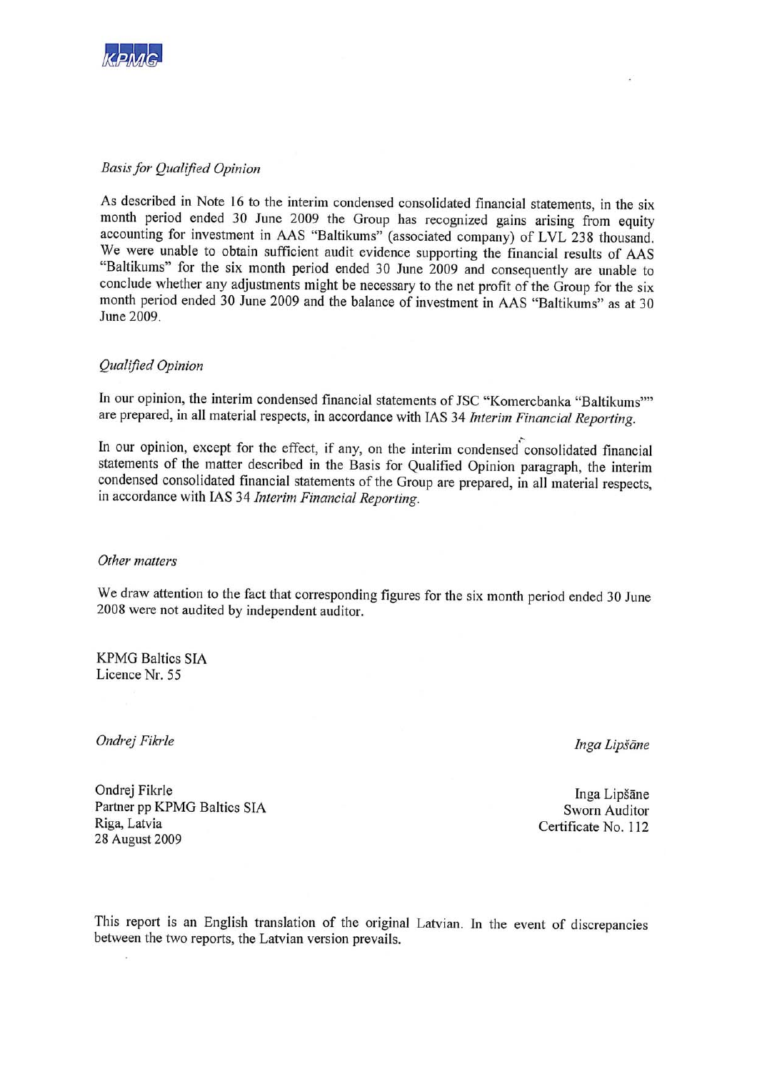*Basis for Qualified Opinion*

As described in Note 16 to the interim condensed consolidated financial statements, in the six month period ended 30 June 2009 the Group has recognized gains arising from equity accounting for investment in AAS "Baltikums" (associated company) of LVL 238 thousand. We were unable to obtain sufficient audit evidence supporting the financial results of AAS "Baltikums" for the six month period ended 30 June 2009 and consequently are unable to conclude whether any adjustments might be necessary to the net profit of the Group for the six month period ended 30 June 2009 and the balance of investment in AAS "Baltikums" as at 30 June 2009.

*Qualified Opinion*

In our opinion, the interim condensed financial statements of JSC "Komercbanka "Baltikums"" are prepared, in all material respects, in accordance with IAS 34 *Interim Financial Reporting*.

In our opinion, except for the effect, if any, on the interim condensed consolidated financial statements of the matter described in the Basis for Qualified Opinion paragraph, the interim condensed consolidated financial statements of the Group are prepared, in all material respects, in accordance with IAS 34 *Interim Financial Reporting*.

*Other matters*

We draw attention to the fact that corresponding figures for the six month period ended 30 June 2008 were not audited by independent auditor.

KPMG Baltics SIA
Licence Nr. 55

*Ondrej Fikrle*

*Inga Lipšāne*

Ondrej Fikrle
Partner pp KPMG Baltics SIA
Riga, Latvia
28 August 2009

Inga Lipšāne
Sworn Auditor
Certificate No. 112

This report is an English translation of the original Latvian. In the event of discrepancies between the two reports, the Latvian version prevails.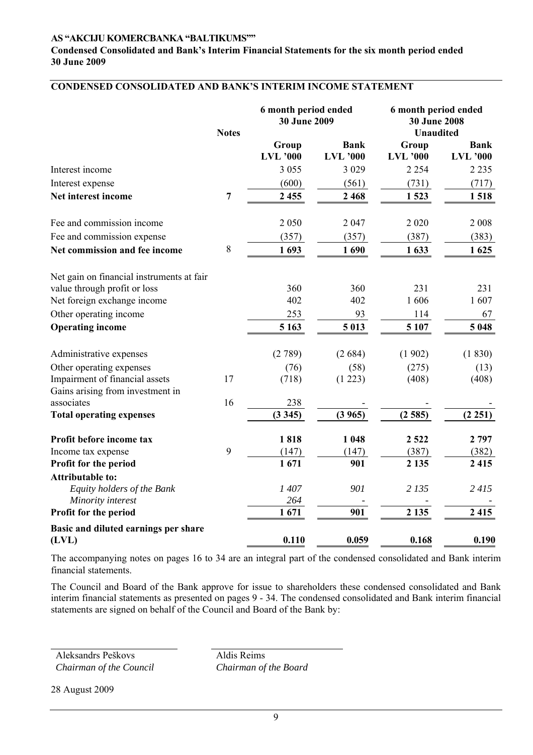# AS "AKCIJU KOMERCBANKA "BALTIKUMS""

**Condensed Consolidated and Bank's Interim Financial Statements for the six month period ended 30 June 2009**

## CONDENSED CONSOLIDATED AND BANK'S INTERIM INCOME STATEMENT

| | Notes | 6 month period ended 30 June 2009 | | 6 month period ended 30 June 2008 Unaudited | |
|---|---|---|---|---|---|
| | | **Group LVL '000** | **Bank LVL '000** | **Group LVL '000** | **Bank LVL '000** |
| Interest income | | 3 055 | 3 029 | 2 254 | 2 235 |
| Interest expense | | (600) | (561) | (731) | (717) |
| **Net interest income** | **7** | **2 455** | **2 468** | **1 523** | **1 518** |
| Fee and commission income | | 2 050 | 2 047 | 2 020 | 2 008 |
| Fee and commission expense | | (357) | (357) | (387) | (383) |
| **Net commission and fee income** | 8 | **1 693** | **1 690** | **1 633** | **1 625** |
| Net gain on financial instruments at fair value through profit or loss | | 360 | 360 | 231 | 231 |
| Net foreign exchange income | | 402 | 402 | 1 606 | 1 607 |
| Other operating income | | 253 | 93 | 114 | 67 |
| **Operating income** | | **5 163** | **5 013** | **5 107** | **5 048** |
| Administrative expenses | | (2 789) | (2 684) | (1 902) | (1 830) |
| Other operating expenses | | (76) | (58) | (275) | (13) |
| Impairment of financial assets | 17 | (718) | (1 223) | (408) | (408) |
| Gains arising from investment in associates | 16 | 238 | - | - | - |
| **Total operating expenses** | | **(3 345)** | **(3 965)** | **(2 585)** | **(2 251)** |
| **Profit before income tax** | | **1 818** | **1 048** | **2 522** | **2 797** |
| Income tax expense | 9 | (147) | (147) | (387) | (382) |
| **Profit for the period** | | **1 671** | **901** | **2 135** | **2 415** |
| **Attributable to:** | | | | | |
| *Equity holders of the Bank* | | *1 407* | *901* | *2 135* | *2 415* |
| *Minority interest* | | *264* | - | - | - |
| **Profit for the period** | | **1 671** | **901** | **2 135** | **2 415** |
| **Basic and diluted earnings per share (LVL)** | | **0.110** | **0.059** | **0.168** | **0.190** |

The accompanying notes on pages 16 to 34 are an integral part of the condensed consolidated and Bank interim financial statements.

The Council and Board of the Bank approve for issue to shareholders these condensed consolidated and Bank interim financial statements as presented on pages 9 - 34. The condensed consolidated and Bank interim financial statements are signed on behalf of the Council and Board of the Bank by:

Aleksandrs Peškovs
*Chairman of the Council*

Aldis Reims
*Chairman of the Board*

28 August 2009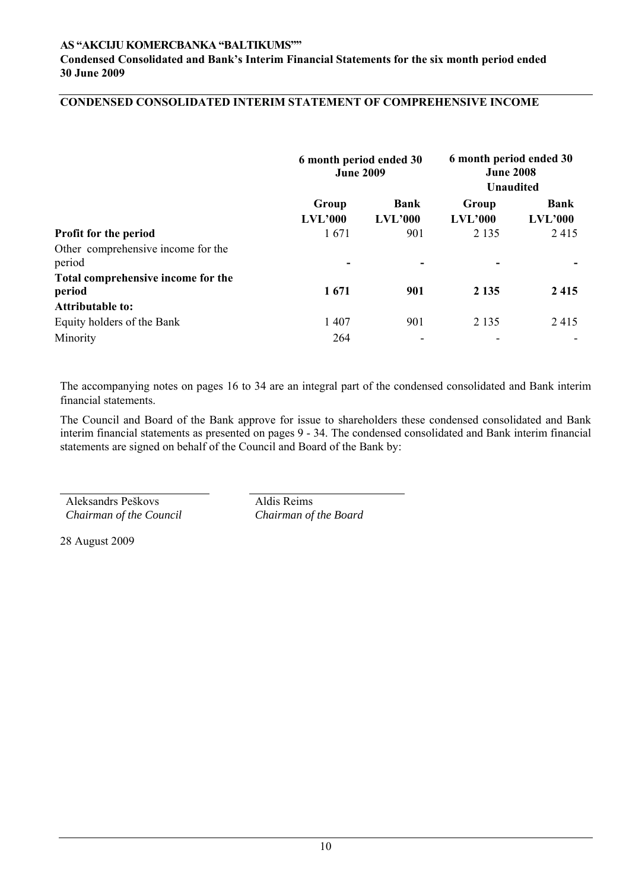## CONDENSED CONSOLIDATED INTERIM STATEMENT OF COMPREHENSIVE INCOME

| | 6 month period ended 30 June 2009 | | 6 month period ended 30 June 2008 Unaudited | |
|---|---|---|---|---|
| | **Group LVL'000** | **Bank LVL'000** | **Group LVL'000** | **Bank LVL'000** |
| **Profit for the period** | 1 671 | 901 | 2 135 | 2 415 |
| Other comprehensive income for the period | - | - | - | - |
| **Total comprehensive income for the period** | **1 671** | **901** | **2 135** | **2 415** |
| **Attributable to:** | | | | |
| Equity holders of the Bank | 1 407 | 901 | 2 135 | 2 415 |
| Minority | 264 | - | - | - |

The accompanying notes on pages 16 to 34 are an integral part of the condensed consolidated and Bank interim financial statements.

The Council and Board of the Bank approve for issue to shareholders these condensed consolidated and Bank interim financial statements as presented on pages 9 - 34. The condensed consolidated and Bank interim financial statements are signed on behalf of the Council and Board of the Bank by:

Aleksandrs Peškovs
*Chairman of the Council*

Aldis Reims
*Chairman of the Board*

28 August 2009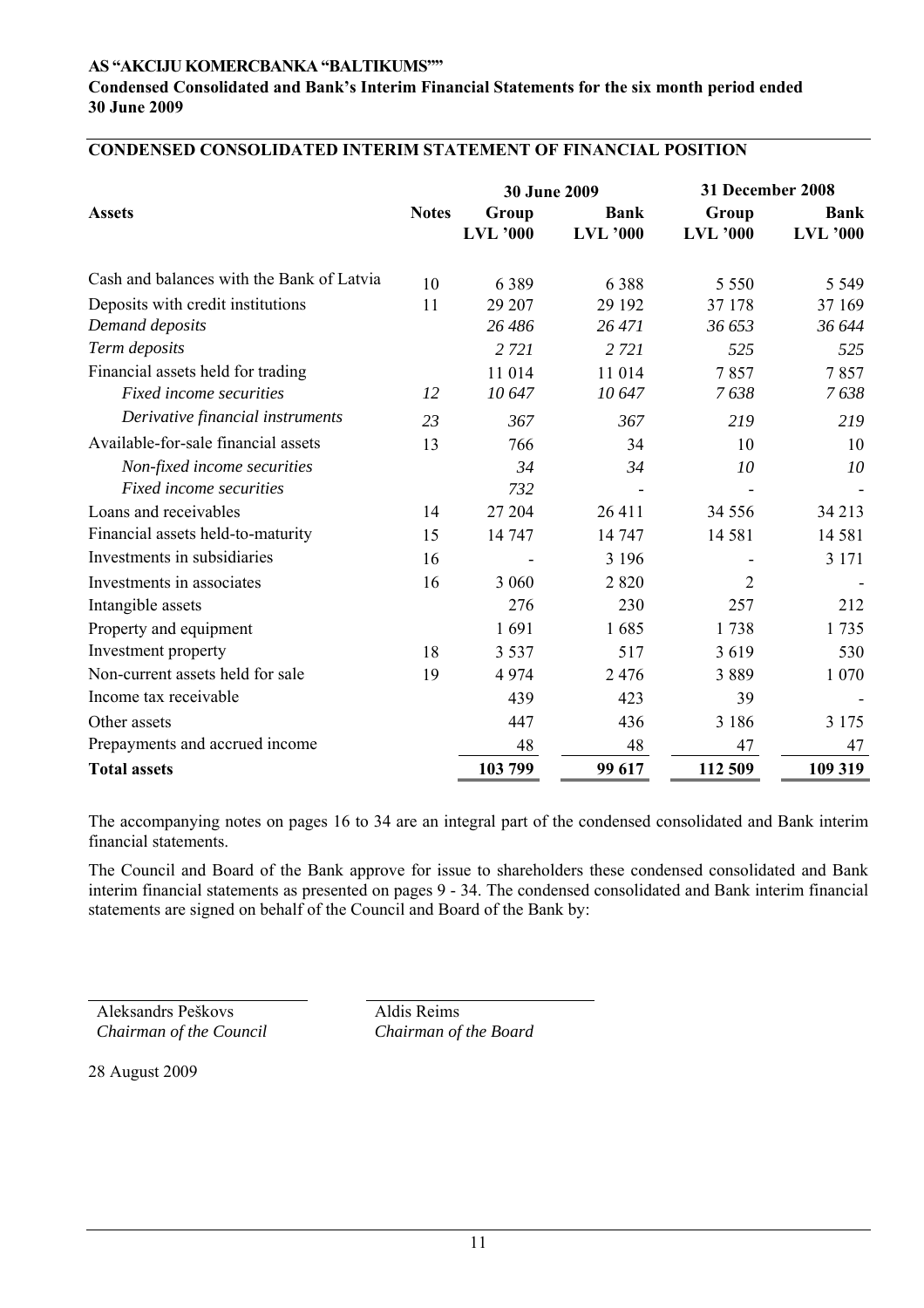## CONDENSED CONSOLIDATED INTERIM STATEMENT OF FINANCIAL POSITION

| Assets | Notes | 30 June 2009 | | 31 December 2008 | |
|---|---|---|---|---|---|
| | | Group LVL '000 | Bank LVL '000 | Group LVL '000 | Bank LVL '000 |
| Cash and balances with the Bank of Latvia | 10 | 6 389 | 6 388 | 5 550 | 5 549 |
| Deposits with credit institutions | 11 | 29 207 | 29 192 | 37 178 | 37 169 |
| *Demand deposits* | | *26 486* | *26 471* | *36 653* | *36 644* |
| *Term deposits* | | *2 721* | *2 721* | *525* | *525* |
| Financial assets held for trading | | 11 014 | 11 014 | 7 857 | 7 857 |
| *Fixed income securities* | *12* | *10 647* | *10 647* | *7 638* | *7 638* |
| *Derivative financial instruments* | *23* | *367* | *367* | *219* | *219* |
| Available-for-sale financial assets | 13 | 766 | 34 | 10 | 10 |
| *Non-fixed income securities* | | *34* | *34* | *10* | *10* |
| *Fixed income securities* | | *732* | - | - | - |
| Loans and receivables | 14 | 27 204 | 26 411 | 34 556 | 34 213 |
| Financial assets held-to-maturity | 15 | 14 747 | 14 747 | 14 581 | 14 581 |
| Investments in subsidiaries | 16 | - | 3 196 | - | 3 171 |
| Investments in associates | 16 | 3 060 | 2 820 | 2 | - |
| Intangible assets | | 276 | 230 | 257 | 212 |
| Property and equipment | | 1 691 | 1 685 | 1 738 | 1 735 |
| Investment property | 18 | 3 537 | 517 | 3 619 | 530 |
| Non-current assets held for sale | 19 | 4 974 | 2 476 | 3 889 | 1 070 |
| Income tax receivable | | 439 | 423 | 39 | - |
| Other assets | | 447 | 436 | 3 186 | 3 175 |
| Prepayments and accrued income | | 48 | 48 | 47 | 47 |
| **Total assets** | | **103 799** | **99 617** | **112 509** | **109 319** |

The accompanying notes on pages 16 to 34 are an integral part of the condensed consolidated and Bank interim financial statements.

The Council and Board of the Bank approve for issue to shareholders these condensed consolidated and Bank interim financial statements as presented on pages 9 - 34. The condensed consolidated and Bank interim financial statements are signed on behalf of the Council and Board of the Bank by:

Aleksandrs Peškovs
*Chairman of the Council*

Aldis Reims
*Chairman of the Board*

28 August 2009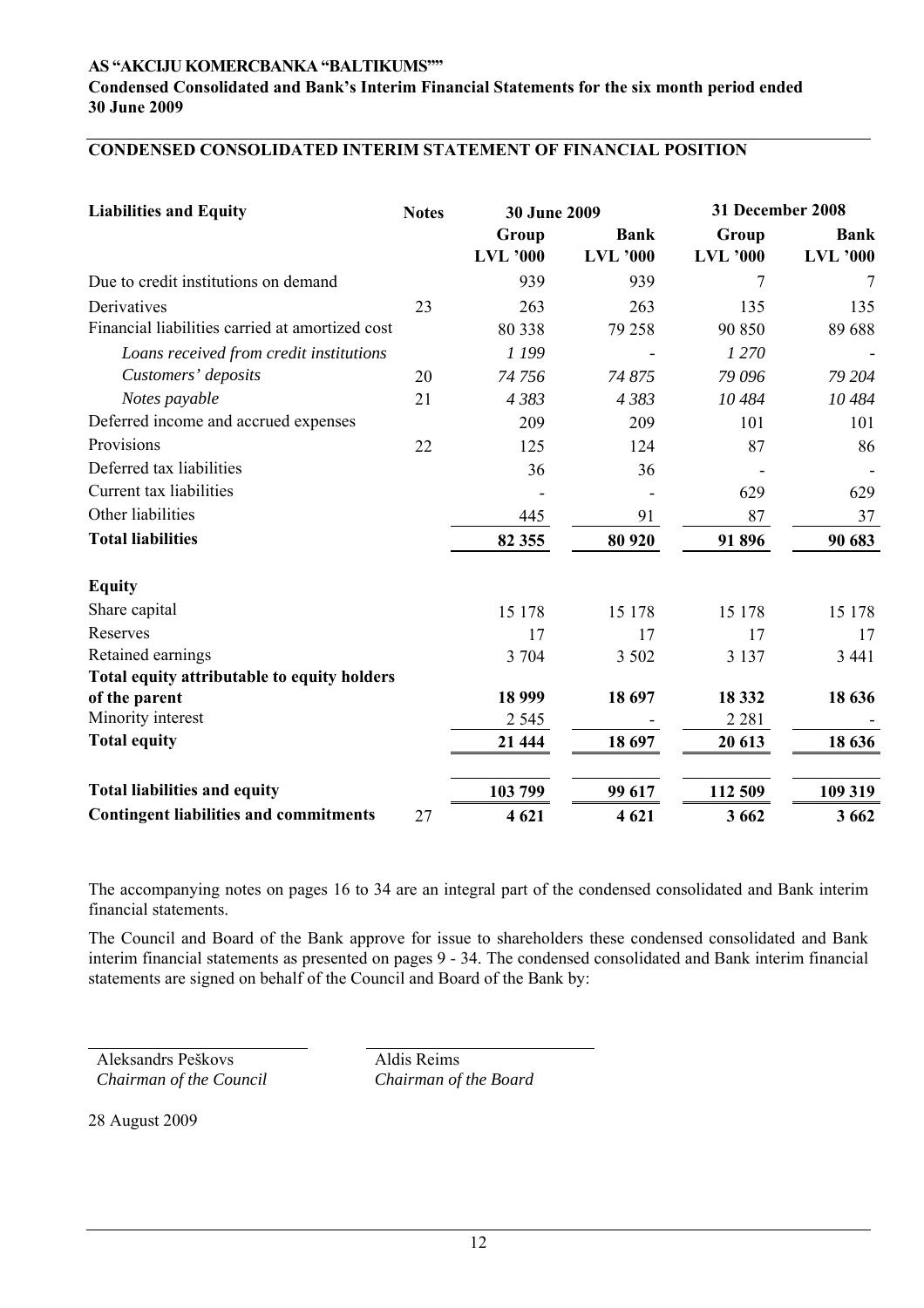**AS "AKCIJU KOMERCBANKA "BALTIKUMS""**
**Condensed Consolidated and Bank's Interim Financial Statements for the six month period ended 30 June 2009**

## CONDENSED CONSOLIDATED INTERIM STATEMENT OF FINANCIAL POSITION

| Liabilities and Equity | Notes | 30 June 2009 | | 31 December 2008 | |
|---|---|---|---|---|---|
| | | Group LVL '000 | Bank LVL '000 | Group LVL '000 | Bank LVL '000 |
| Due to credit institutions on demand | | 939 | 939 | 7 | 7 |
| Derivatives | 23 | 263 | 263 | 135 | 135 |
| Financial liabilities carried at amortized cost | | 80 338 | 79 258 | 90 850 | 89 688 |
| *Loans received from credit institutions* | | *1 199* | - | *1 270* | - |
| *Customers' deposits* | 20 | *74 756* | *74 875* | *79 096* | *79 204* |
| *Notes payable* | 21 | *4 383* | *4 383* | *10 484* | *10 484* |
| Deferred income and accrued expenses | | 209 | 209 | 101 | 101 |
| Provisions | 22 | 125 | 124 | 87 | 86 |
| Deferred tax liabilities | | 36 | 36 | - | - |
| Current tax liabilities | | - | - | 629 | 629 |
| Other liabilities | | 445 | 91 | 87 | 37 |
| **Total liabilities** | | **82 355** | **80 920** | **91 896** | **90 683** |
| **Equity** | | | | | |
| Share capital | | 15 178 | 15 178 | 15 178 | 15 178 |
| Reserves | | 17 | 17 | 17 | 17 |
| Retained earnings | | 3 704 | 3 502 | 3 137 | 3 441 |
| **Total equity attributable to equity holders of the parent** | | **18 999** | **18 697** | **18 332** | **18 636** |
| Minority interest | | 2 545 | - | 2 281 | - |
| **Total equity** | | **21 444** | **18 697** | **20 613** | **18 636** |
| **Total liabilities and equity** | | **103 799** | **99 617** | **112 509** | **109 319** |
| **Contingent liabilities and commitments** | 27 | **4 621** | **4 621** | **3 662** | **3 662** |

The accompanying notes on pages 16 to 34 are an integral part of the condensed consolidated and Bank interim financial statements.

The Council and Board of the Bank approve for issue to shareholders these condensed consolidated and Bank interim financial statements as presented on pages 9 - 34. The condensed consolidated and Bank interim financial statements are signed on behalf of the Council and Board of the Bank by:

Aleksandrs Peškovs
*Chairman of the Council*

Aldis Reims
*Chairman of the Board*

28 August 2009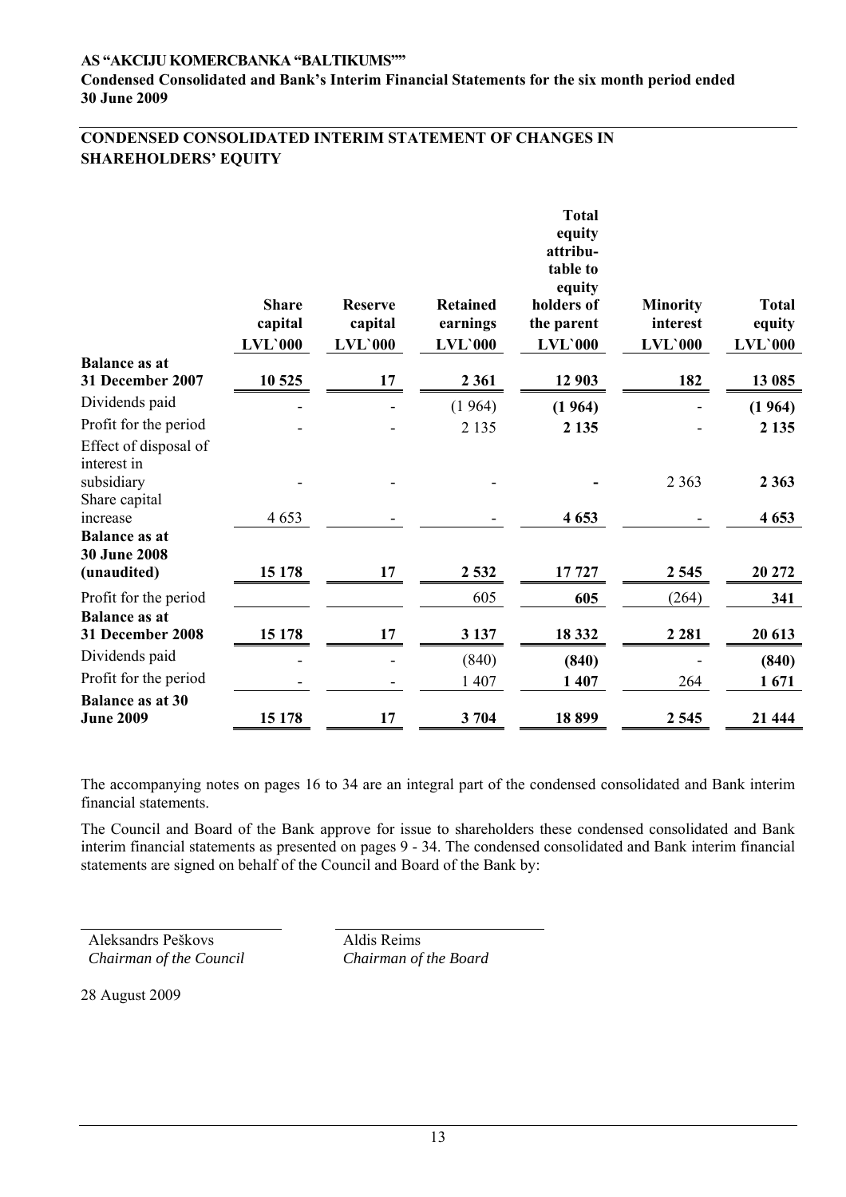## CONDENSED CONSOLIDATED INTERIM STATEMENT OF CHANGES IN SHAREHOLDERS' EQUITY

| | Share capital LVL`000 | Reserve capital LVL`000 | Retained earnings LVL`000 | Total equity attributable to equity holders of the parent LVL`000 | Minority interest LVL`000 | Total equity LVL`000 |
|---|---|---|---|---|---|---|
| **Balance as at 31 December 2007** | **10 525** | **17** | **2 361** | **12 903** | **182** | **13 085** |
| Dividends paid | - | - | (1 964) | **(1 964)** | - | **(1 964)** |
| Profit for the period | - | - | 2 135 | **2 135** | - | **2 135** |
| Effect of disposal of interest in subsidiary | - | - | - | **-** | 2 363 | **2 363** |
| Share capital increase | 4 653 | - | - | **4 653** | - | **4 653** |
| **Balance as at 30 June 2008 (unaudited)** | **15 178** | **17** | **2 532** | **17 727** | **2 545** | **20 272** |
| Profit for the period | | | 605 | **605** | (264) | **341** |
| **Balance as at 31 December 2008** | **15 178** | **17** | **3 137** | **18 332** | **2 281** | **20 613** |
| Dividends paid | - | - | (840) | **(840)** | - | **(840)** |
| Profit for the period | - | - | 1 407 | **1 407** | 264 | **1 671** |
| **Balance as at 30 June 2009** | **15 178** | **17** | **3 704** | **18 899** | **2 545** | **21 444** |

The accompanying notes on pages 16 to 34 are an integral part of the condensed consolidated and Bank interim financial statements.

The Council and Board of the Bank approve for issue to shareholders these condensed consolidated and Bank interim financial statements as presented on pages 9 - 34. The condensed consolidated and Bank interim financial statements are signed on behalf of the Council and Board of the Bank by:

Aleksandrs Peškovs
*Chairman of the Council*

Aldis Reims
*Chairman of the Board*

28 August 2009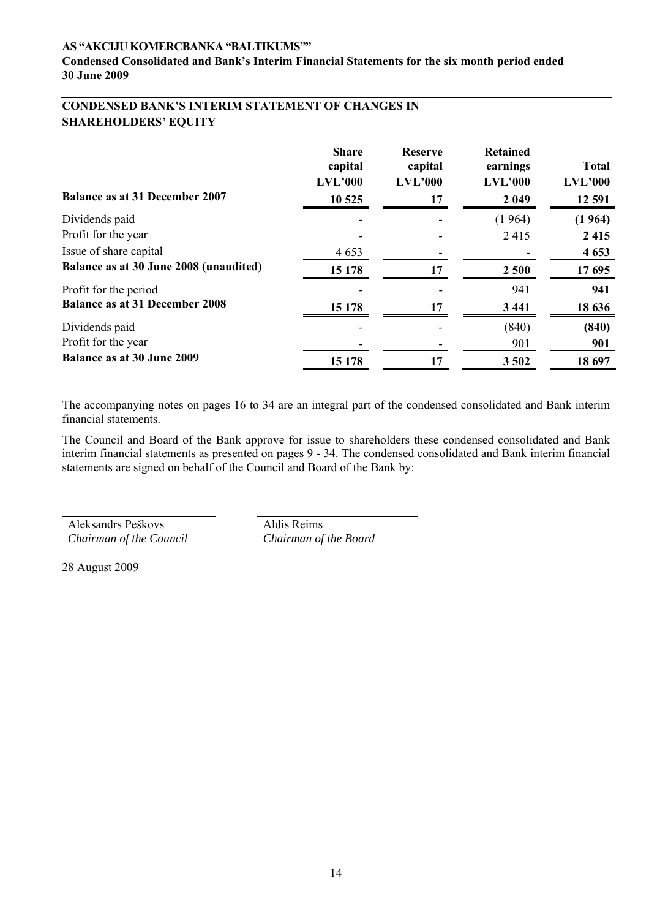## CONDENSED BANK'S INTERIM STATEMENT OF CHANGES IN SHAREHOLDERS' EQUITY

| | Share capital LVL'000 | Reserve capital LVL'000 | Retained earnings LVL'000 | Total LVL'000 |
|---|---|---|---|---|
| **Balance as at 31 December 2007** | **10 525** | **17** | **2 049** | **12 591** |
| Dividends paid | - | - | (1 964) | **(1 964)** |
| Profit for the year | - | - | 2 415 | **2 415** |
| Issue of share capital | 4 653 | - | - | **4 653** |
| **Balance as at 30 June 2008 (unaudited)** | **15 178** | **17** | **2 500** | **17 695** |
| Profit for the period | - | - | 941 | **941** |
| **Balance as at 31 December 2008** | **15 178** | **17** | **3 441** | **18 636** |
| Dividends paid | - | - | (840) | **(840)** |
| Profit for the year | - | - | 901 | **901** |
| **Balance as at 30 June 2009** | **15 178** | **17** | **3 502** | **18 697** |

The accompanying notes on pages 16 to 34 are an integral part of the condensed consolidated and Bank interim financial statements.

The Council and Board of the Bank approve for issue to shareholders these condensed consolidated and Bank interim financial statements as presented on pages 9 - 34. The condensed consolidated and Bank interim financial statements are signed on behalf of the Council and Board of the Bank by:

Aleksandrs Peškovs
*Chairman of the Council*

Aldis Reims
*Chairman of the Board*

28 August 2009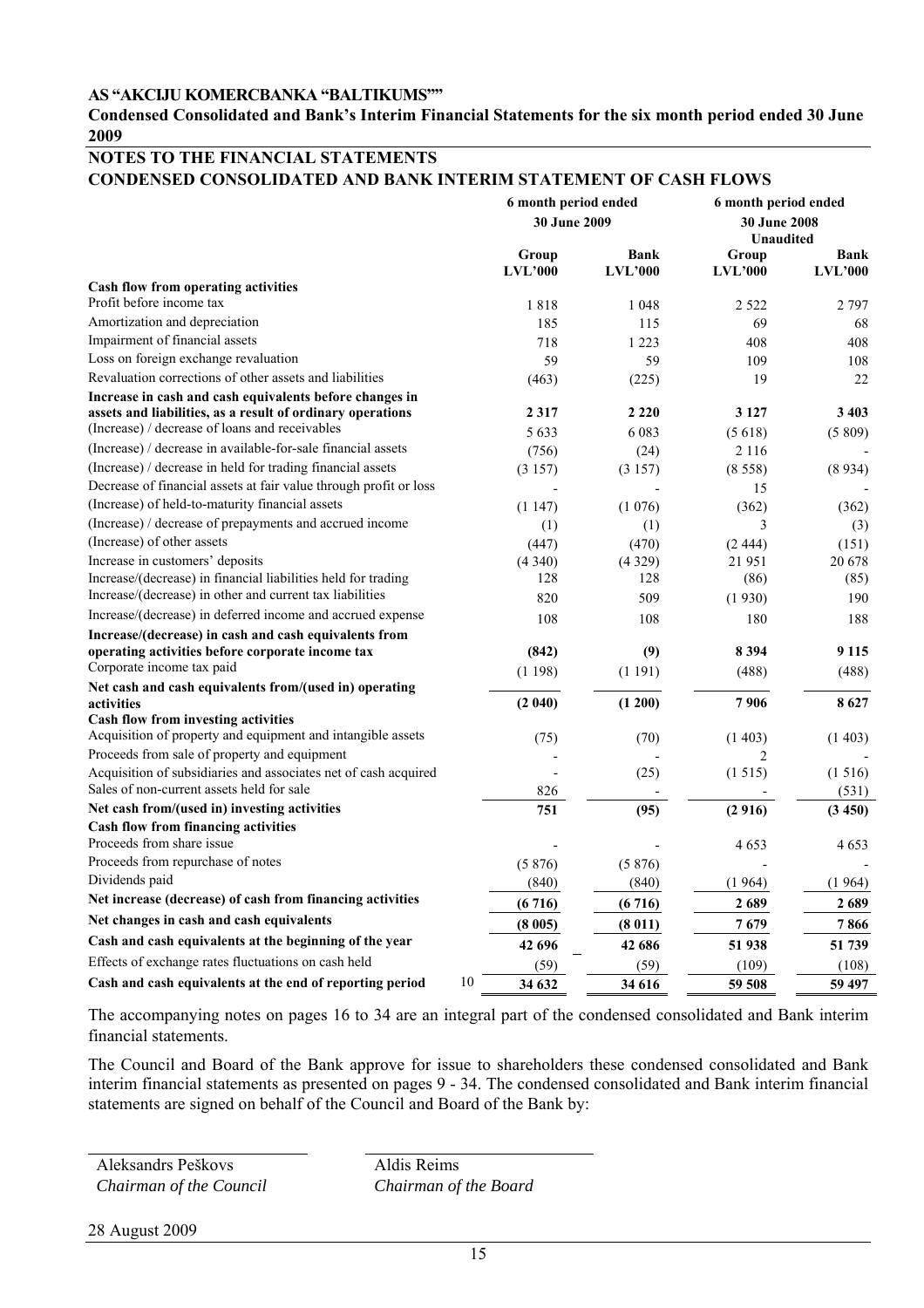**AS "AKCIJU KOMERCBANKA "BALTIKUMS""**

**Condensed Consolidated and Bank's Interim Financial Statements for the six month period ended 30 June 2009**

## NOTES TO THE FINANCIAL STATEMENTS

## CONDENSED CONSOLIDATED AND BANK INTERIM STATEMENT OF CASH FLOWS

| | | 6 month period ended 30 June 2009 | | 6 month period ended 30 June 2008 Unaudited | |
|---|---|---|---|---|---|
| | | Group LVL'000 | Bank LVL'000 | Group LVL'000 | Bank LVL'000 |
| **Cash flow from operating activities** | | | | | |
| Profit before income tax | | 1 818 | 1 048 | 2 522 | 2 797 |
| Amortization and depreciation | | 185 | 115 | 69 | 68 |
| Impairment of financial assets | | 718 | 1 223 | 408 | 408 |
| Loss on foreign exchange revaluation | | 59 | 59 | 109 | 108 |
| Revaluation corrections of other assets and liabilities | | (463) | (225) | 19 | 22 |
| **Increase in cash and cash equivalents before changes in assets and liabilities, as a result of ordinary operations** | | **2 317** | **2 220** | **3 127** | **3 403** |
| (Increase) / decrease of loans and receivables | | 5 633 | 6 083 | (5 618) | (5 809) |
| (Increase) / decrease in available-for-sale financial assets | | (756) | (24) | 2 116 | - |
| (Increase) / decrease in held for trading financial assets | | (3 157) | (3 157) | (8 558) | (8 934) |
| Decrease of financial assets at fair value through profit or loss | | - | - | 15 | - |
| (Increase) of held-to-maturity financial assets | | (1 147) | (1 076) | (362) | (362) |
| (Increase) / decrease of prepayments and accrued income | | (1) | (1) | 3 | (3) |
| (Increase) of other assets | | (447) | (470) | (2 444) | (151) |
| Increase in customers' deposits | | (4 340) | (4 329) | 21 951 | 20 678 |
| Increase/(decrease) in financial liabilities held for trading | | 128 | 128 | (86) | (85) |
| Increase/(decrease) in other and current tax liabilities | | 820 | 509 | (1 930) | 190 |
| Increase/(decrease) in deferred income and accrued expense | | 108 | 108 | 180 | 188 |
| **Increase/(decrease) in cash and cash equivalents from operating activities before corporate income tax** | | **(842)** | **(9)** | **8 394** | **9 115** |
| Corporate income tax paid | | (1 198) | (1 191) | (488) | (488) |
| **Net cash and cash equivalents from/(used in) operating activities** | | **(2 040)** | **(1 200)** | **7 906** | **8 627** |
| **Cash flow from investing activities** | | | | | |
| Acquisition of property and equipment and intangible assets | | (75) | (70) | (1 403) | (1 403) |
| Proceeds from sale of property and equipment | | - | - | 2 | - |
| Acquisition of subsidiaries and associates net of cash acquired | | - | (25) | (1 515) | (1 516) |
| Sales of non-current assets held for sale | | 826 | - | - | (531) |
| **Net cash from/(used in) investing activities** | | **751** | **(95)** | **(2 916)** | **(3 450)** |
| **Cash flow from financing activities** | | | | | |
| Proceeds from share issue | | - | - | 4 653 | 4 653 |
| Proceeds from repurchase of notes | | (5 876) | (5 876) | - | - |
| Dividends paid | | (840) | (840) | (1 964) | (1 964) |
| **Net increase (decrease) of cash from financing activities** | | **(6 716)** | **(6 716)** | **2 689** | **2 689** |
| **Net changes in cash and cash equivalents** | | **(8 005)** | **(8 011)** | **7 679** | **7 866** |
| **Cash and cash equivalents at the beginning of the year** | | **42 696** | **42 686** | **51 938** | **51 739** |
| Effects of exchange rates fluctuations on cash held | | (59) | (59) | (109) | (108) |
| **Cash and cash equivalents at the end of reporting period** | 10 | **34 632** | **34 616** | **59 508** | **59 497** |

The accompanying notes on pages 16 to 34 are an integral part of the condensed consolidated and Bank interim financial statements.

The Council and Board of the Bank approve for issue to shareholders these condensed consolidated and Bank interim financial statements as presented on pages 9 - 34. The condensed consolidated and Bank interim financial statements are signed on behalf of the Council and Board of the Bank by:

Aleksandrs Peškovs
*Chairman of the Council*

Aldis Reims
*Chairman of the Board*

28 August 2009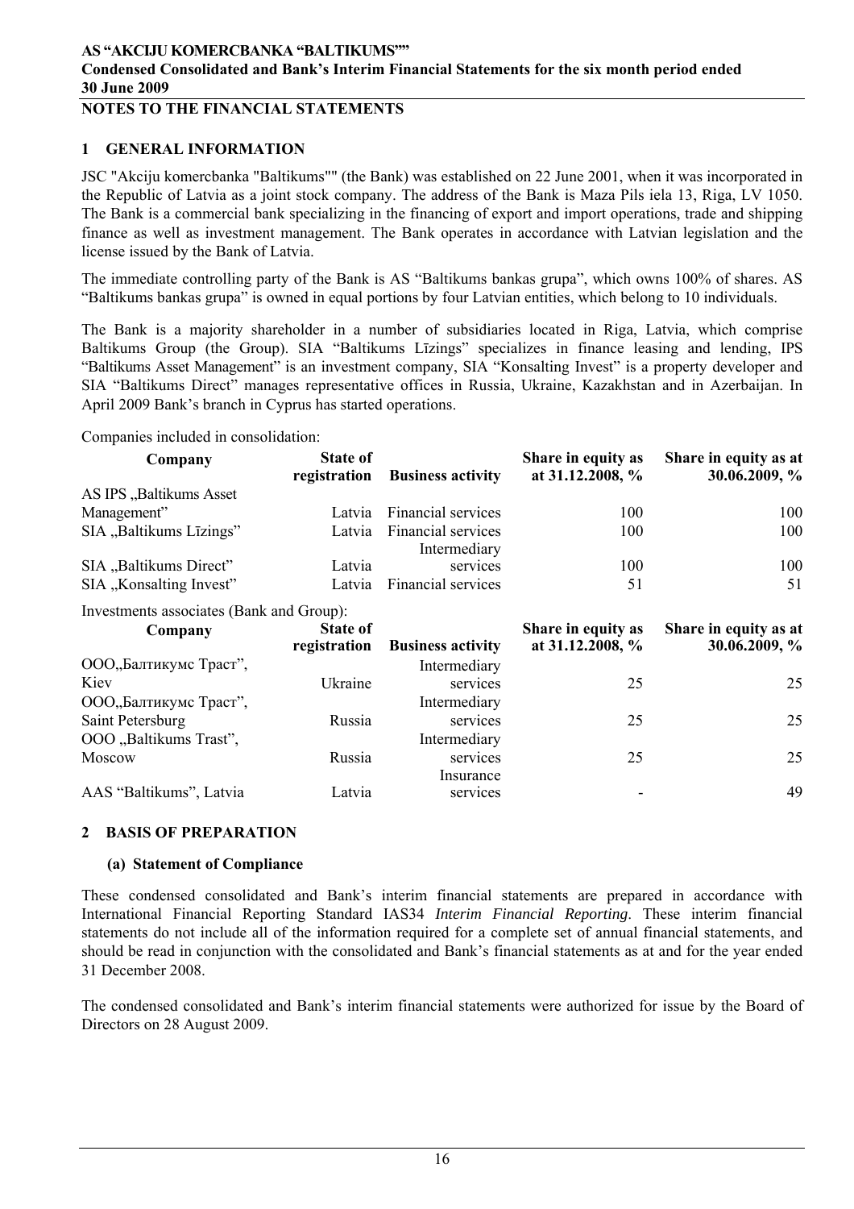## NOTES TO THE FINANCIAL STATEMENTS

### 1 GENERAL INFORMATION

JSC "Akciju komercbanka "Baltikums"" (the Bank) was established on 22 June 2001, when it was incorporated in the Republic of Latvia as a joint stock company. The address of the Bank is Maza Pils iela 13, Riga, LV 1050. The Bank is a commercial bank specializing in the financing of export and import operations, trade and shipping finance as well as investment management. The Bank operates in accordance with Latvian legislation and the license issued by the Bank of Latvia.

The immediate controlling party of the Bank is AS "Baltikums bankas grupa", which owns 100% of shares. AS "Baltikums bankas grupa" is owned in equal portions by four Latvian entities, which belong to 10 individuals.

The Bank is a majority shareholder in a number of subsidiaries located in Riga, Latvia, which comprise Baltikums Group (the Group). SIA "Baltikums Līzings" specializes in finance leasing and lending, IPS "Baltikums Asset Management" is an investment company, SIA "Konsalting Invest" is a property developer and SIA "Baltikums Direct" manages representative offices in Russia, Ukraine, Kazakhstan and in Azerbaijan. In April 2009 Bank's branch in Cyprus has started operations.

Companies included in consolidation:

| Company | State of registration | Business activity | Share in equity as at 31.12.2008, % | Share in equity as at 30.06.2009, % |
|---|---|---|---|---|
| AS IPS „Baltikums Asset Management" | Latvia | Financial services | 100 | 100 |
| SIA „Baltikums Līzings" | Latvia | Financial services | 100 | 100 |
| SIA „Baltikums Direct" | Latvia | Intermediary services | 100 | 100 |
| SIA „Konsalting Invest" | Latvia | Financial services | 51 | 51 |

Investments associates (Bank and Group):

| Company | State of registration | Business activity | Share in equity as at 31.12.2008, % | Share in equity as at 30.06.2009, % |
|---|---|---|---|---|
| ООО„Балтикумс Траст", Kiev | Ukraine | Intermediary services | 25 | 25 |
| ООО„Балтикумс Траст", Saint Petersburg | Russia | Intermediary services | 25 | 25 |
| OOO „Baltikums Trast", Moscow | Russia | Intermediary services | 25 | 25 |
| AAS "Baltikums", Latvia | Latvia | Insurance services | - | 49 |

### 2 BASIS OF PREPARATION

#### (a) Statement of Compliance

These condensed consolidated and Bank's interim financial statements are prepared in accordance with International Financial Reporting Standard IAS34 *Interim Financial Reporting*. These interim financial statements do not include all of the information required for a complete set of annual financial statements, and should be read in conjunction with the consolidated and Bank's financial statements as at and for the year ended 31 December 2008.

The condensed consolidated and Bank's interim financial statements were authorized for issue by the Board of Directors on 28 August 2009.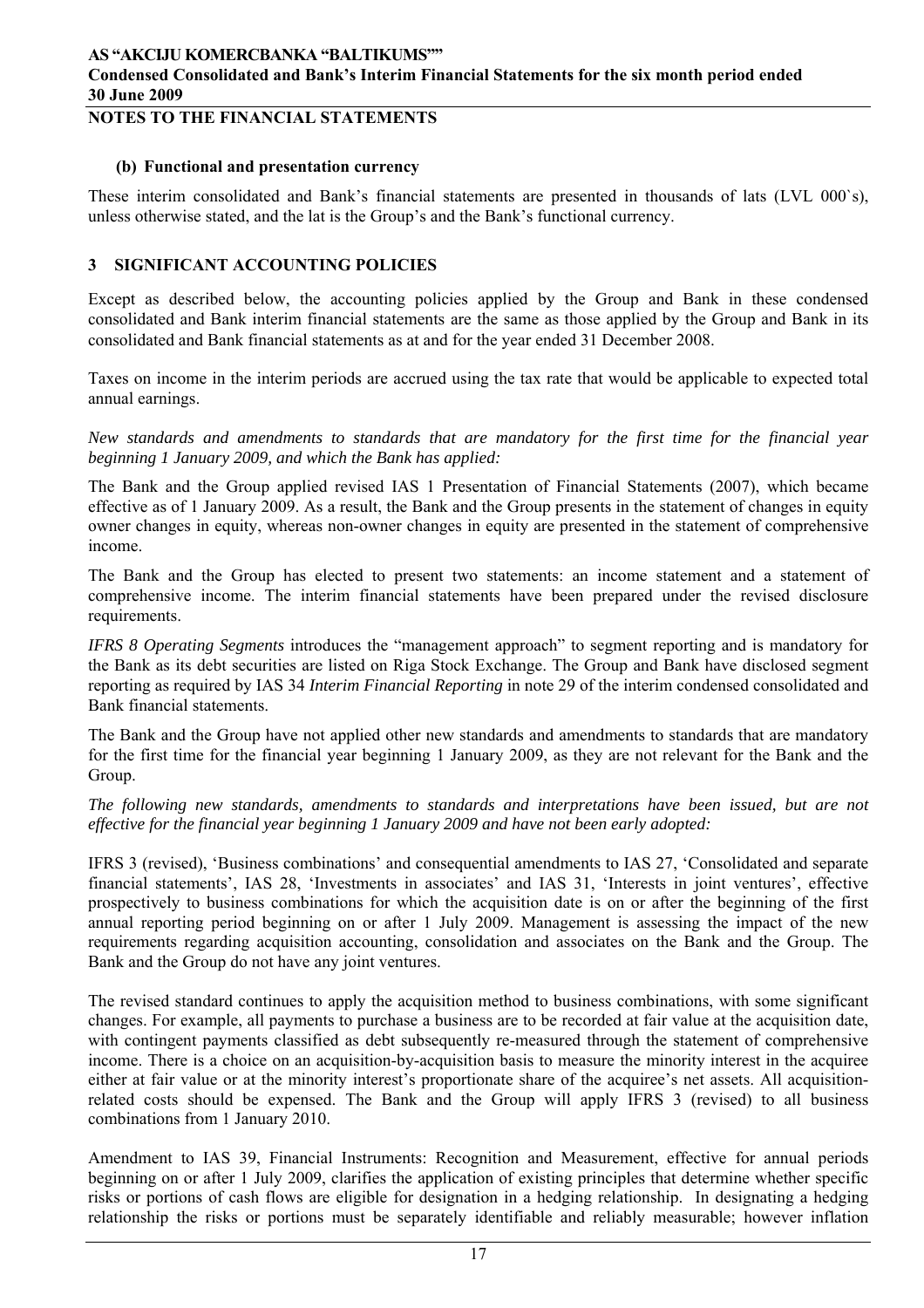**NOTES TO THE FINANCIAL STATEMENTS**

#### (b) Functional and presentation currency

These interim consolidated and Bank's financial statements are presented in thousands of lats (LVL 000`s), unless otherwise stated, and the lat is the Group's and the Bank's functional currency.

## 3 SIGNIFICANT ACCOUNTING POLICIES

Except as described below, the accounting policies applied by the Group and Bank in these condensed consolidated and Bank interim financial statements are the same as those applied by the Group and Bank in its consolidated and Bank financial statements as at and for the year ended 31 December 2008.

Taxes on income in the interim periods are accrued using the tax rate that would be applicable to expected total annual earnings.

*New standards and amendments to standards that are mandatory for the first time for the financial year beginning 1 January 2009, and which the Bank has applied:*

The Bank and the Group applied revised IAS 1 Presentation of Financial Statements (2007), which became effective as of 1 January 2009. As a result, the Bank and the Group presents in the statement of changes in equity owner changes in equity, whereas non-owner changes in equity are presented in the statement of comprehensive income.

The Bank and the Group has elected to present two statements: an income statement and a statement of comprehensive income. The interim financial statements have been prepared under the revised disclosure requirements.

*IFRS 8 Operating Segments* introduces the "management approach" to segment reporting and is mandatory for the Bank as its debt securities are listed on Riga Stock Exchange. The Group and Bank have disclosed segment reporting as required by IAS 34 *Interim Financial Reporting* in note 29 of the interim condensed consolidated and Bank financial statements.

The Bank and the Group have not applied other new standards and amendments to standards that are mandatory for the first time for the financial year beginning 1 January 2009, as they are not relevant for the Bank and the Group.

*The following new standards, amendments to standards and interpretations have been issued, but are not effective for the financial year beginning 1 January 2009 and have not been early adopted:*

IFRS 3 (revised), 'Business combinations' and consequential amendments to IAS 27, 'Consolidated and separate financial statements', IAS 28, 'Investments in associates' and IAS 31, 'Interests in joint ventures', effective prospectively to business combinations for which the acquisition date is on or after the beginning of the first annual reporting period beginning on or after 1 July 2009. Management is assessing the impact of the new requirements regarding acquisition accounting, consolidation and associates on the Bank and the Group. The Bank and the Group do not have any joint ventures.

The revised standard continues to apply the acquisition method to business combinations, with some significant changes. For example, all payments to purchase a business are to be recorded at fair value at the acquisition date, with contingent payments classified as debt subsequently re-measured through the statement of comprehensive income. There is a choice on an acquisition-by-acquisition basis to measure the minority interest in the acquiree either at fair value or at the minority interest's proportionate share of the acquiree's net assets. All acquisition-related costs should be expensed. The Bank and the Group will apply IFRS 3 (revised) to all business combinations from 1 January 2010.

Amendment to IAS 39, Financial Instruments: Recognition and Measurement, effective for annual periods beginning on or after 1 July 2009, clarifies the application of existing principles that determine whether specific risks or portions of cash flows are eligible for designation in a hedging relationship. In designating a hedging relationship the risks or portions must be separately identifiable and reliably measurable; however inflation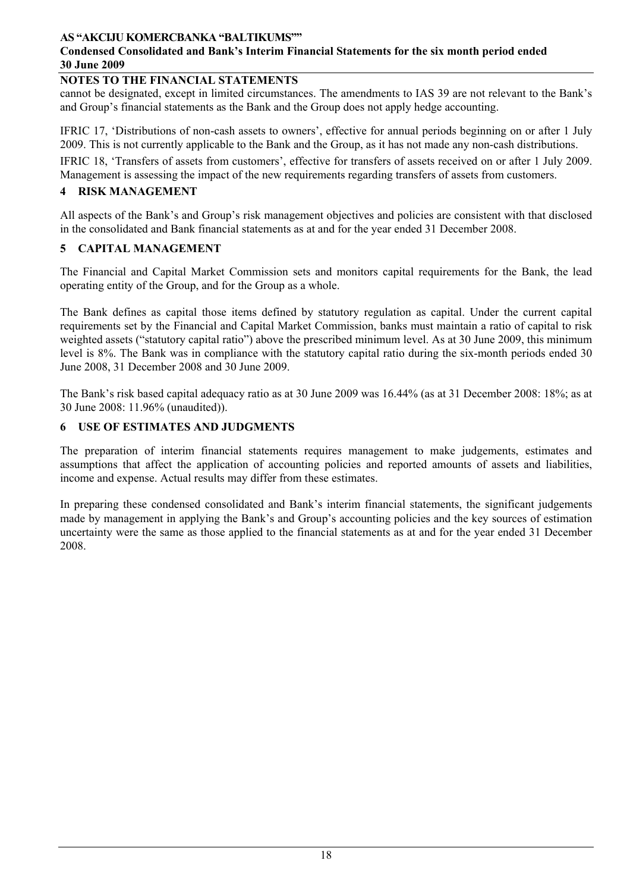## NOTES TO THE FINANCIAL STATEMENTS

cannot be designated, except in limited circumstances. The amendments to IAS 39 are not relevant to the Bank's and Group's financial statements as the Bank and the Group does not apply hedge accounting.

IFRIC 17, 'Distributions of non-cash assets to owners', effective for annual periods beginning on or after 1 July 2009. This is not currently applicable to the Bank and the Group, as it has not made any non-cash distributions.

IFRIC 18, 'Transfers of assets from customers', effective for transfers of assets received on or after 1 July 2009. Management is assessing the impact of the new requirements regarding transfers of assets from customers.

## 4 RISK MANAGEMENT

All aspects of the Bank's and Group's risk management objectives and policies are consistent with that disclosed in the consolidated and Bank financial statements as at and for the year ended 31 December 2008.

## 5 CAPITAL MANAGEMENT

The Financial and Capital Market Commission sets and monitors capital requirements for the Bank, the lead operating entity of the Group, and for the Group as a whole.

The Bank defines as capital those items defined by statutory regulation as capital. Under the current capital requirements set by the Financial and Capital Market Commission, banks must maintain a ratio of capital to risk weighted assets ("statutory capital ratio") above the prescribed minimum level. As at 30 June 2009, this minimum level is 8%. The Bank was in compliance with the statutory capital ratio during the six-month periods ended 30 June 2008, 31 December 2008 and 30 June 2009.

The Bank's risk based capital adequacy ratio as at 30 June 2009 was 16.44% (as at 31 December 2008: 18%; as at 30 June 2008: 11.96% (unaudited)).

## 6 USE OF ESTIMATES AND JUDGMENTS

The preparation of interim financial statements requires management to make judgements, estimates and assumptions that affect the application of accounting policies and reported amounts of assets and liabilities, income and expense. Actual results may differ from these estimates.

In preparing these condensed consolidated and Bank's interim financial statements, the significant judgements made by management in applying the Bank's and Group's accounting policies and the key sources of estimation uncertainty were the same as those applied to the financial statements as at and for the year ended 31 December 2008.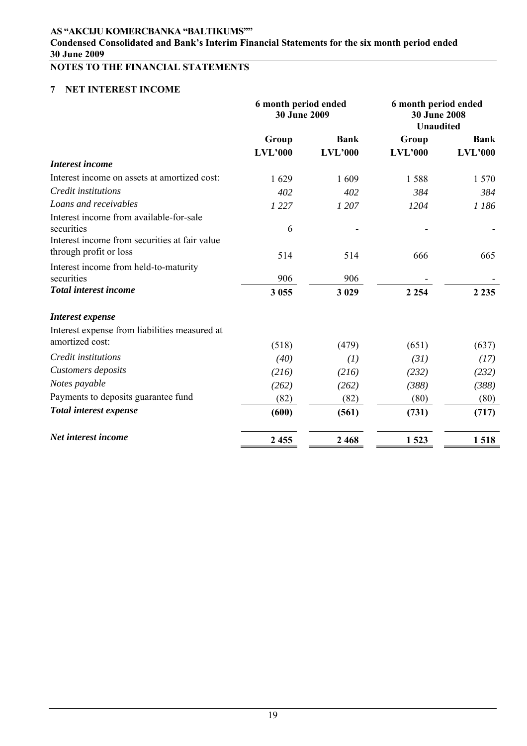## NOTES TO THE FINANCIAL STATEMENTS

### 7 NET INTEREST INCOME

| | 6 month period ended 30 June 2009 | | 6 month period ended 30 June 2008 Unaudited | |
|---|---|---|---|---|
| | **Group** | **Bank** | **Group** | **Bank** |
| | **LVL'000** | **LVL'000** | **LVL'000** | **LVL'000** |
| ***Interest income*** | | | | |
| Interest income on assets at amortized cost: | 1 629 | 1 609 | 1 588 | 1 570 |
| *Credit institutions* | *402* | *402* | *384* | *384* |
| *Loans and receivables* | *1 227* | *1 207* | *1204* | *1 186* |
| Interest income from available-for-sale securities | 6 | - | - | - |
| Interest income from securities at fair value through profit or loss | 514 | 514 | 666 | 665 |
| Interest income from held-to-maturity securities | 906 | 906 | - | - |
| ***Total interest income*** | **3 055** | **3 029** | **2 254** | **2 235** |
| ***Interest expense*** | | | | |
| Interest expense from liabilities measured at amortized cost: | (518) | (479) | (651) | (637) |
| *Credit institutions* | *(40)* | *(1)* | *(31)* | *(17)* |
| *Customers deposits* | *(216)* | *(216)* | *(232)* | *(232)* |
| *Notes payable* | *(262)* | *(262)* | *(388)* | *(388)* |
| Payments to deposits guarantee fund | (82) | (82) | (80) | (80) |
| ***Total interest expense*** | **(600)** | **(561)** | **(731)** | **(717)** |
| ***Net interest income*** | **2 455** | **2 468** | **1 523** | **1 518** |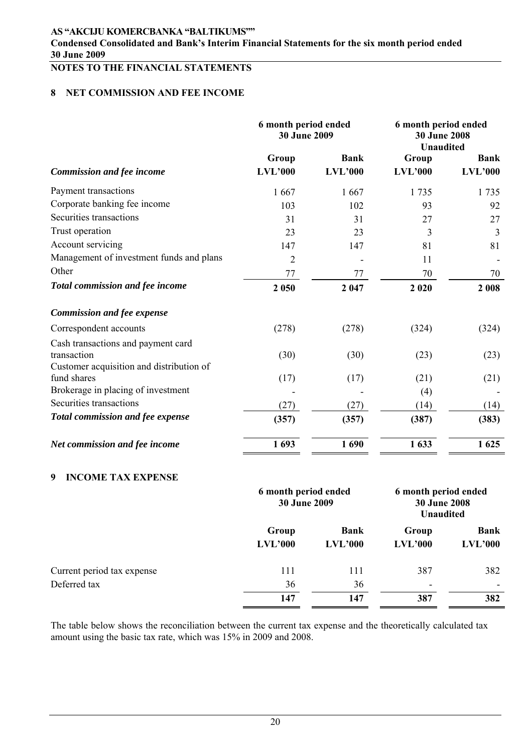**NOTES TO THE FINANCIAL STATEMENTS**

## 8 NET COMMISSION AND FEE INCOME

| | 6 month period ended 30 June 2009 | | 6 month period ended 30 June 2008 Unaudited | |
|---|---|---|---|---|
| | Group | Bank | Group | Bank |
| ***Commission and fee income*** | **LVL'000** | **LVL'000** | **LVL'000** | **LVL'000** |
| Payment transactions | 1 667 | 1 667 | 1 735 | 1 735 |
| Corporate banking fee income | 103 | 102 | 93 | 92 |
| Securities transactions | 31 | 31 | 27 | 27 |
| Trust operation | 23 | 23 | 3 | 3 |
| Account servicing | 147 | 147 | 81 | 81 |
| Management of investment funds and plans | 2 | - | 11 | - |
| Other | 77 | 77 | 70 | 70 |
| ***Total commission and fee income*** | **2 050** | **2 047** | **2 020** | **2 008** |
| ***Commission and fee expense*** | | | | |
| Correspondent accounts | (278) | (278) | (324) | (324) |
| Cash transactions and payment card transaction | (30) | (30) | (23) | (23) |
| Customer acquisition and distribution of fund shares | (17) | (17) | (21) | (21) |
| Brokerage in placing of investment | - | - | (4) | - |
| Securities transactions | (27) | (27) | (14) | (14) |
| ***Total commission and fee expense*** | **(357)** | **(357)** | **(387)** | **(383)** |
| ***Net commission and fee income*** | **1 693** | **1 690** | **1 633** | **1 625** |

## 9 INCOME TAX EXPENSE

| | 6 month period ended 30 June 2009 | | 6 month period ended 30 June 2008 Unaudited | |
|---|---|---|---|---|
| | **Group** | **Bank** | **Group** | **Bank** |
| | **LVL'000** | **LVL'000** | **LVL'000** | **LVL'000** |
| Current period tax expense | 111 | 111 | 387 | 382 |
| Deferred tax | 36 | 36 | - | - |
| | **147** | **147** | **387** | **382** |

The table below shows the reconciliation between the current tax expense and the theoretically calculated tax amount using the basic tax rate, which was 15% in 2009 and 2008.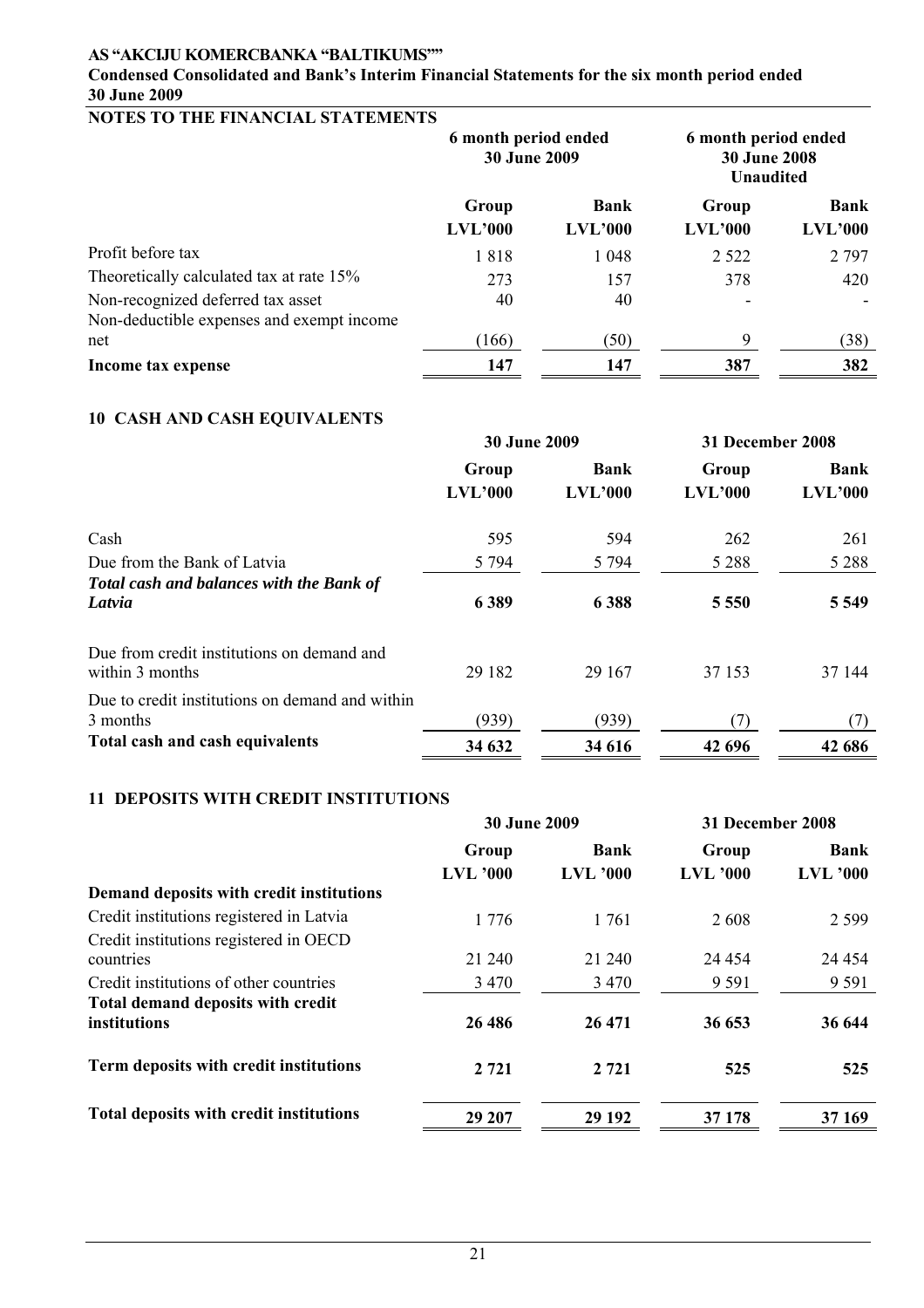## NOTES TO THE FINANCIAL STATEMENTS

| | 6 month period ended 30 June 2009 | | 6 month period ended 30 June 2008 Unaudited | |
|---|---|---|---|---|
| | Group LVL'000 | Bank LVL'000 | Group LVL'000 | Bank LVL'000 |
| Profit before tax | 1 818 | 1 048 | 2 522 | 2 797 |
| Theoretically calculated tax at rate 15% | 273 | 157 | 378 | 420 |
| Non-recognized deferred tax asset | 40 | 40 | - | - |
| Non-deductible expenses and exempt income net | (166) | (50) | 9 | (38) |
| **Income tax expense** | **147** | **147** | **387** | **382** |

## 10 CASH AND CASH EQUIVALENTS

| | 30 June 2009 | | 31 December 2008 | |
|---|---|---|---|---|
| | Group LVL'000 | Bank LVL'000 | Group LVL'000 | Bank LVL'000 |
| Cash | 595 | 594 | 262 | 261 |
| Due from the Bank of Latvia | 5 794 | 5 794 | 5 288 | 5 288 |
| ***Total cash and balances with the Bank of Latvia*** | **6 389** | **6 388** | **5 550** | **5 549** |
| Due from credit institutions on demand and within 3 months | 29 182 | 29 167 | 37 153 | 37 144 |
| Due to credit institutions on demand and within 3 months | (939) | (939) | (7) | (7) |
| **Total cash and cash equivalents** | **34 632** | **34 616** | **42 696** | **42 686** |

## 11 DEPOSITS WITH CREDIT INSTITUTIONS

| | 30 June 2009 | | 31 December 2008 | |
|---|---|---|---|---|
| | Group LVL '000 | Bank LVL '000 | Group LVL '000 | Bank LVL '000 |
| **Demand deposits with credit institutions** | | | | |
| Credit institutions registered in Latvia | 1 776 | 1 761 | 2 608 | 2 599 |
| Credit institutions registered in OECD countries | 21 240 | 21 240 | 24 454 | 24 454 |
| Credit institutions of other countries | 3 470 | 3 470 | 9 591 | 9 591 |
| **Total demand deposits with credit institutions** | **26 486** | **26 471** | **36 653** | **36 644** |
| **Term deposits with credit institutions** | **2 721** | **2 721** | **525** | **525** |
| **Total deposits with credit institutions** | **29 207** | **29 192** | **37 178** | **37 169** |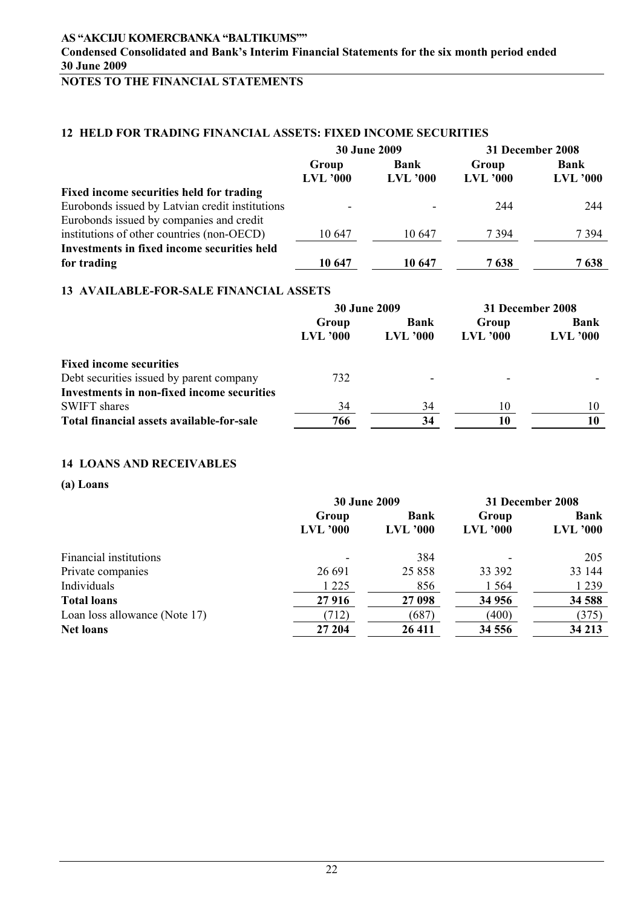## 12 HELD FOR TRADING FINANCIAL ASSETS: FIXED INCOME SECURITIES

| | 30 June 2009 | | 31 December 2008 | |
|---|---|---|---|---|
| | Group LVL '000 | Bank LVL '000 | Group LVL '000 | Bank LVL '000 |
| **Fixed income securities held for trading** | | | | |
| Eurobonds issued by Latvian credit institutions | - | - | 244 | 244 |
| Eurobonds issued by companies and credit institutions of other countries (non-OECD) | 10 647 | 10 647 | 7 394 | 7 394 |
| **Investments in fixed income securities held for trading** | **10 647** | **10 647** | **7 638** | **7 638** |

## 13 AVAILABLE-FOR-SALE FINANCIAL ASSETS

| | 30 June 2009 | | 31 December 2008 | |
|---|---|---|---|---|
| | Group LVL '000 | Bank LVL '000 | Group LVL '000 | Bank LVL '000 |
| **Fixed income securities** | | | | |
| Debt securities issued by parent company | 732 | - | - | - |
| **Investments in non-fixed income securities** | | | | |
| SWIFT shares | 34 | 34 | 10 | 10 |
| **Total financial assets available-for-sale** | **766** | **34** | **10** | **10** |

## 14 LOANS AND RECEIVABLES

**(a) Loans**

| | 30 June 2009 | | 31 December 2008 | |
|---|---|---|---|---|
| | Group LVL '000 | Bank LVL '000 | Group LVL '000 | Bank LVL '000 |
| Financial institutions | - | 384 | - | 205 |
| Private companies | 26 691 | 25 858 | 33 392 | 33 144 |
| Individuals | 1 225 | 856 | 1 564 | 1 239 |
| **Total loans** | **27 916** | **27 098** | **34 956** | **34 588** |
| Loan loss allowance (Note 17) | (712) | (687) | (400) | (375) |
| **Net loans** | **27 204** | **26 411** | **34 556** | **34 213** |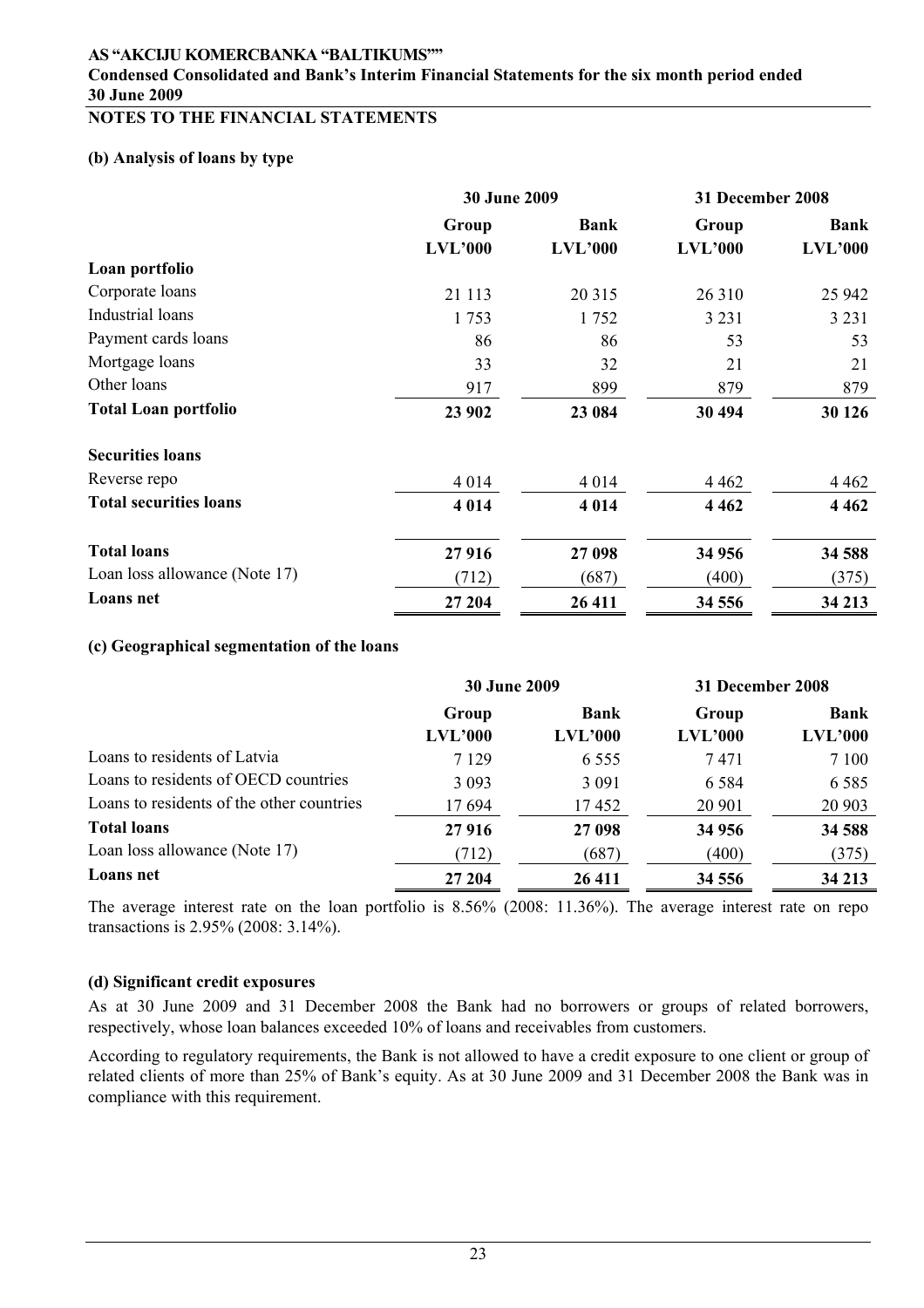### (b) Analysis of loans by type

| | 30 June 2009 | | 31 December 2008 | |
|---|---|---|---|---|
| | Group LVL'000 | Bank LVL'000 | Group LVL'000 | Bank LVL'000 |
| **Loan portfolio** | | | | |
| Corporate loans | 21 113 | 20 315 | 26 310 | 25 942 |
| Industrial loans | 1 753 | 1 752 | 3 231 | 3 231 |
| Payment cards loans | 86 | 86 | 53 | 53 |
| Mortgage loans | 33 | 32 | 21 | 21 |
| Other loans | 917 | 899 | 879 | 879 |
| **Total Loan portfolio** | **23 902** | **23 084** | **30 494** | **30 126** |
| **Securities loans** | | | | |
| Reverse repo | 4 014 | 4 014 | 4 462 | 4 462 |
| **Total securities loans** | **4 014** | **4 014** | **4 462** | **4 462** |
| **Total loans** | **27 916** | **27 098** | **34 956** | **34 588** |
| Loan loss allowance (Note 17) | (712) | (687) | (400) | (375) |
| **Loans net** | **27 204** | **26 411** | **34 556** | **34 213** |

### (c) Geographical segmentation of the loans

| | 30 June 2009 | | 31 December 2008 | |
|---|---|---|---|---|
| | Group LVL'000 | Bank LVL'000 | Group LVL'000 | Bank LVL'000 |
| Loans to residents of Latvia | 7 129 | 6 555 | 7 471 | 7 100 |
| Loans to residents of OECD countries | 3 093 | 3 091 | 6 584 | 6 585 |
| Loans to residents of the other countries | 17 694 | 17 452 | 20 901 | 20 903 |
| **Total loans** | **27 916** | **27 098** | **34 956** | **34 588** |
| Loan loss allowance (Note 17) | (712) | (687) | (400) | (375) |
| **Loans net** | **27 204** | **26 411** | **34 556** | **34 213** |

The average interest rate on the loan portfolio is 8.56% (2008: 11.36%). The average interest rate on repo transactions is 2.95% (2008: 3.14%).

### (d) Significant credit exposures

As at 30 June 2009 and 31 December 2008 the Bank had no borrowers or groups of related borrowers, respectively, whose loan balances exceeded 10% of loans and receivables from customers.

According to regulatory requirements, the Bank is not allowed to have a credit exposure to one client or group of related clients of more than 25% of Bank's equity. As at 30 June 2009 and 31 December 2008 the Bank was in compliance with this requirement.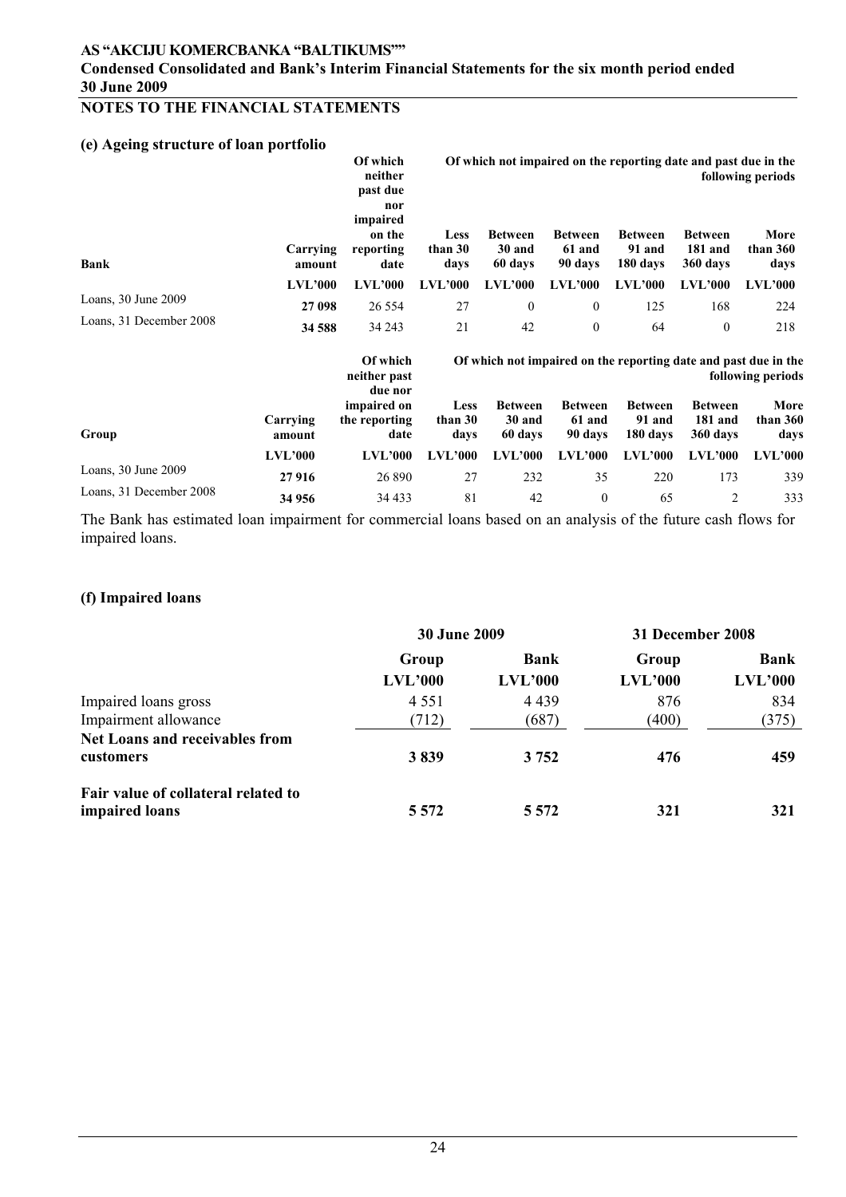## NOTES TO THE FINANCIAL STATEMENTS

### (e) Ageing structure of loan portfolio

| Bank | Carrying amount | Of which neither past due nor impaired on the reporting date | Of which not impaired on the reporting date and past due in the following periods | | | | | |
|---|---|---|---|---|---|---|---|---|
| | | | Less than 30 days | Between 30 and 60 days | Between 61 and 90 days | Between 91 and 180 days | Between 181 and 360 days | More than 360 days |
| | **LVL'000** | **LVL'000** | **LVL'000** | **LVL'000** | **LVL'000** | **LVL'000** | **LVL'000** | **LVL'000** |
| Loans, 30 June 2009 | **27 098** | 26 554 | 27 | 0 | 0 | 125 | 168 | 224 |
| Loans, 31 December 2008 | **34 588** | 34 243 | 21 | 42 | 0 | 64 | 0 | 218 |

| Group | Carrying amount | Of which neither past due nor impaired on the reporting date | Of which not impaired on the reporting date and past due in the following periods | | | | | |
|---|---|---|---|---|---|---|---|---|
| | | | Less than 30 days | Between 30 and 60 days | Between 61 and 90 days | Between 91 and 180 days | Between 181 and 360 days | More than 360 days |
| | **LVL'000** | **LVL'000** | **LVL'000** | **LVL'000** | **LVL'000** | **LVL'000** | **LVL'000** | **LVL'000** |
| Loans, 30 June 2009 | **27 916** | 26 890 | 27 | 232 | 35 | 220 | 173 | 339 |
| Loans, 31 December 2008 | **34 956** | 34 433 | 81 | 42 | 0 | 65 | 2 | 333 |

The Bank has estimated loan impairment for commercial loans based on an analysis of the future cash flows for impaired loans.

### (f) Impaired loans

| | 30 June 2009 | | 31 December 2008 | |
|---|---|---|---|---|
| | **Group** | **Bank** | **Group** | **Bank** |
| | **LVL'000** | **LVL'000** | **LVL'000** | **LVL'000** |
| Impaired loans gross | 4 551 | 4 439 | 876 | 834 |
| Impairment allowance | (712) | (687) | (400) | (375) |
| **Net Loans and receivables from customers** | **3 839** | **3 752** | **476** | **459** |
| **Fair value of collateral related to impaired loans** | **5 572** | **5 572** | **321** | **321** |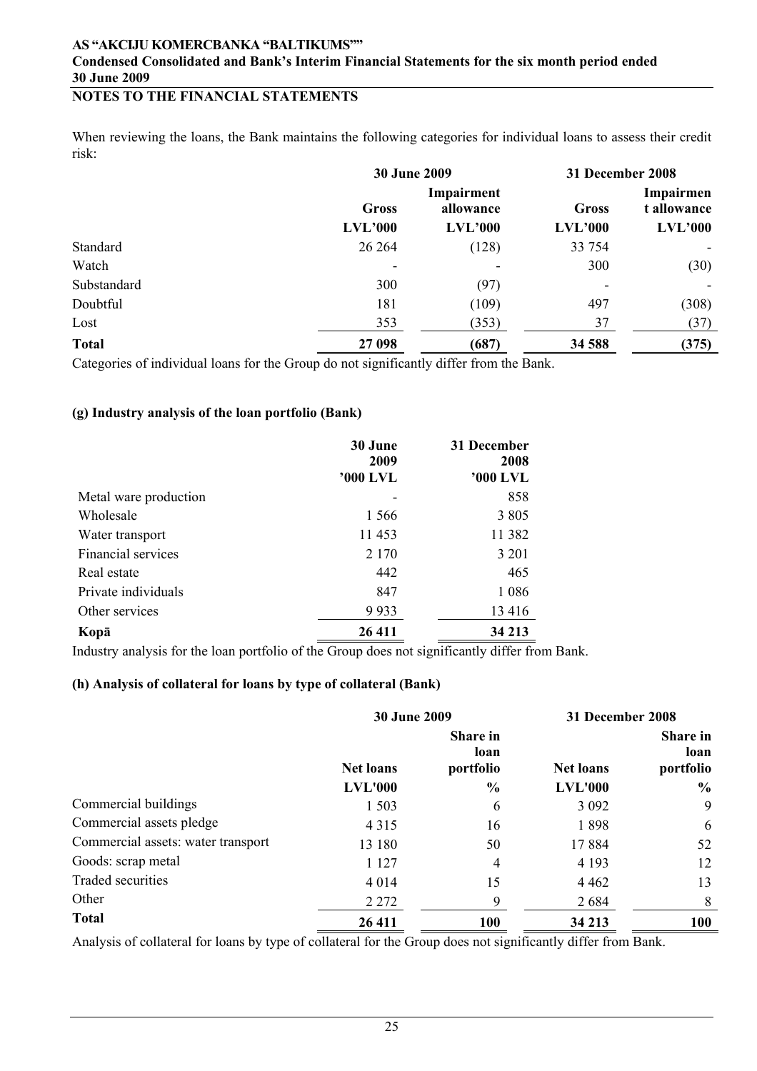When reviewing the loans, the Bank maintains the following categories for individual loans to assess their credit risk:

| | 30 June 2009 | | 31 December 2008 | |
|---|---|---|---|---|
| | Gross | Impairment allowance | Gross | Impairmen t allowance |
| | LVL'000 | LVL'000 | LVL'000 | LVL'000 |
| Standard | 26 264 | (128) | 33 754 | - |
| Watch | - | - | 300 | (30) |
| Substandard | 300 | (97) | - | - |
| Doubtful | 181 | (109) | 497 | (308) |
| Lost | 353 | (353) | 37 | (37) |
| **Total** | **27 098** | **(687)** | **34 588** | **(375)** |

Categories of individual loans for the Group do not significantly differ from the Bank.

### (g) Industry analysis of the loan portfolio (Bank)

| | 30 June 2009 '000 LVL | 31 December 2008 '000 LVL |
|---|---|---|
| Metal ware production | - | 858 |
| Wholesale | 1 566 | 3 805 |
| Water transport | 11 453 | 11 382 |
| Financial services | 2 170 | 3 201 |
| Real estate | 442 | 465 |
| Private individuals | 847 | 1 086 |
| Other services | 9 933 | 13 416 |
| **Kopā** | **26 411** | **34 213** |

Industry analysis for the loan portfolio of the Group does not significantly differ from Bank.

### (h) Analysis of collateral for loans by type of collateral (Bank)

| | 30 June 2009 | | 31 December 2008 | |
|---|---|---|---|---|
| | Net loans | Share in loan portfolio | Net loans | Share in loan portfolio |
| | LVL'000 | % | LVL'000 | % |
| Commercial buildings | 1 503 | 6 | 3 092 | 9 |
| Commercial assets pledge | 4 315 | 16 | 1 898 | 6 |
| Commercial assets: water transport | 13 180 | 50 | 17 884 | 52 |
| Goods: scrap metal | 1 127 | 4 | 4 193 | 12 |
| Traded securities | 4 014 | 15 | 4 462 | 13 |
| Other | 2 272 | 9 | 2 684 | 8 |
| **Total** | **26 411** | **100** | **34 213** | **100** |

Analysis of collateral for loans by type of collateral for the Group does not significantly differ from Bank.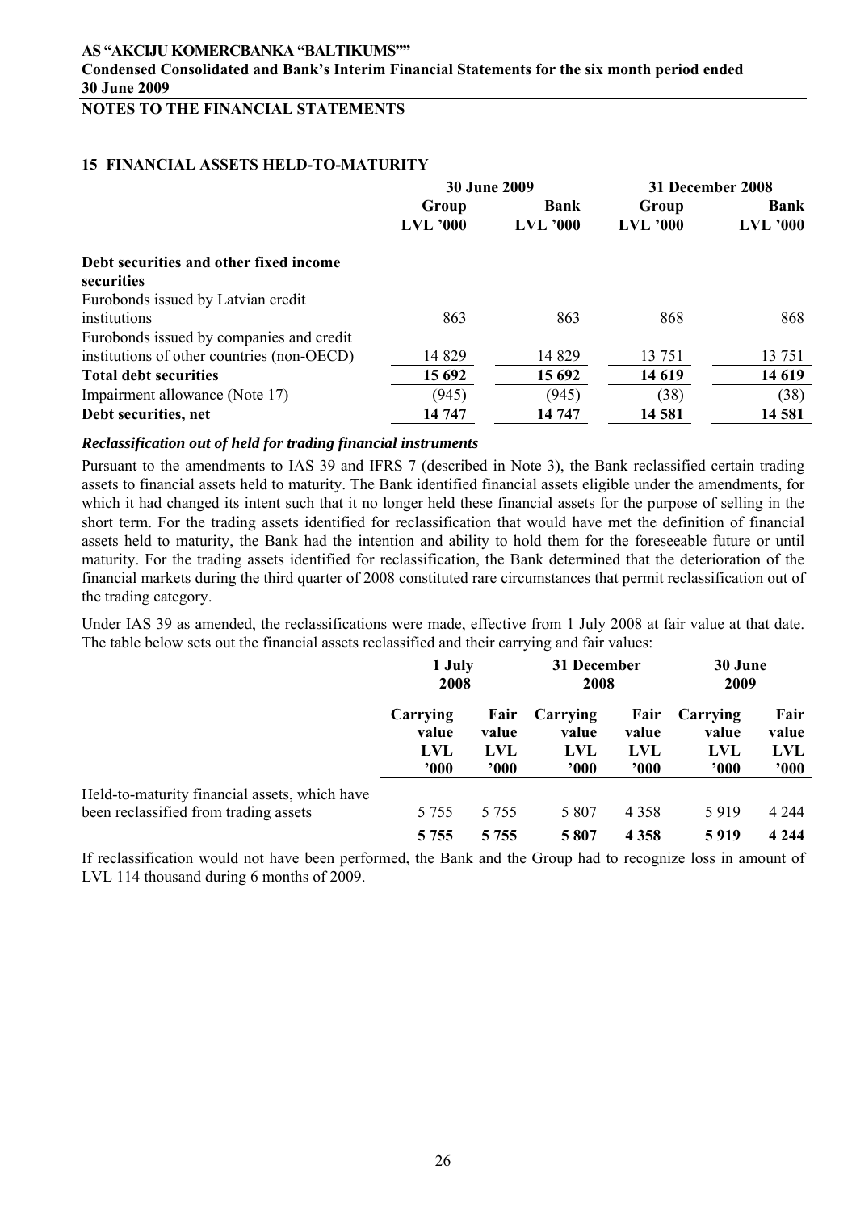## 15 FINANCIAL ASSETS HELD-TO-MATURITY

| | 30 June 2009 | | 31 December 2008 | |
|---|---|---|---|---|
| | Group LVL '000 | Bank LVL '000 | Group LVL '000 | Bank LVL '000 |
| **Debt securities and other fixed income securities** | | | | |
| Eurobonds issued by Latvian credit institutions | 863 | 863 | 868 | 868 |
| Eurobonds issued by companies and credit institutions of other countries (non-OECD) | 14 829 | 14 829 | 13 751 | 13 751 |
| **Total debt securities** | **15 692** | **15 692** | **14 619** | **14 619** |
| Impairment allowance (Note 17) | (945) | (945) | (38) | (38) |
| **Debt securities, net** | **14 747** | **14 747** | **14 581** | **14 581** |

### *Reclassification out of held for trading financial instruments*

Pursuant to the amendments to IAS 39 and IFRS 7 (described in Note 3), the Bank reclassified certain trading assets to financial assets held to maturity. The Bank identified financial assets eligible under the amendments, for which it had changed its intent such that it no longer held these financial assets for the purpose of selling in the short term. For the trading assets identified for reclassification that would have met the definition of financial assets held to maturity, the Bank had the intention and ability to hold them for the foreseeable future or until maturity. For the trading assets identified for reclassification, the Bank determined that the deterioration of the financial markets during the third quarter of 2008 constituted rare circumstances that permit reclassification out of the trading category.

Under IAS 39 as amended, the reclassifications were made, effective from 1 July 2008 at fair value at that date. The table below sets out the financial assets reclassified and their carrying and fair values:

| | 1 July 2008 | | 31 December 2008 | | 30 June 2009 | |
|---|---|---|---|---|---|---|
| | Carrying value LVL '000 | Fair value LVL '000 | Carrying value LVL '000 | Fair value LVL '000 | Carrying value LVL '000 | Fair value LVL '000 |
| Held-to-maturity financial assets, which have been reclassified from trading assets | 5 755 | 5 755 | 5 807 | 4 358 | 5 919 | 4 244 |
| | **5 755** | **5 755** | **5 807** | **4 358** | **5 919** | **4 244** |

If reclassification would not have been performed, the Bank and the Group had to recognize loss in amount of LVL 114 thousand during 6 months of 2009.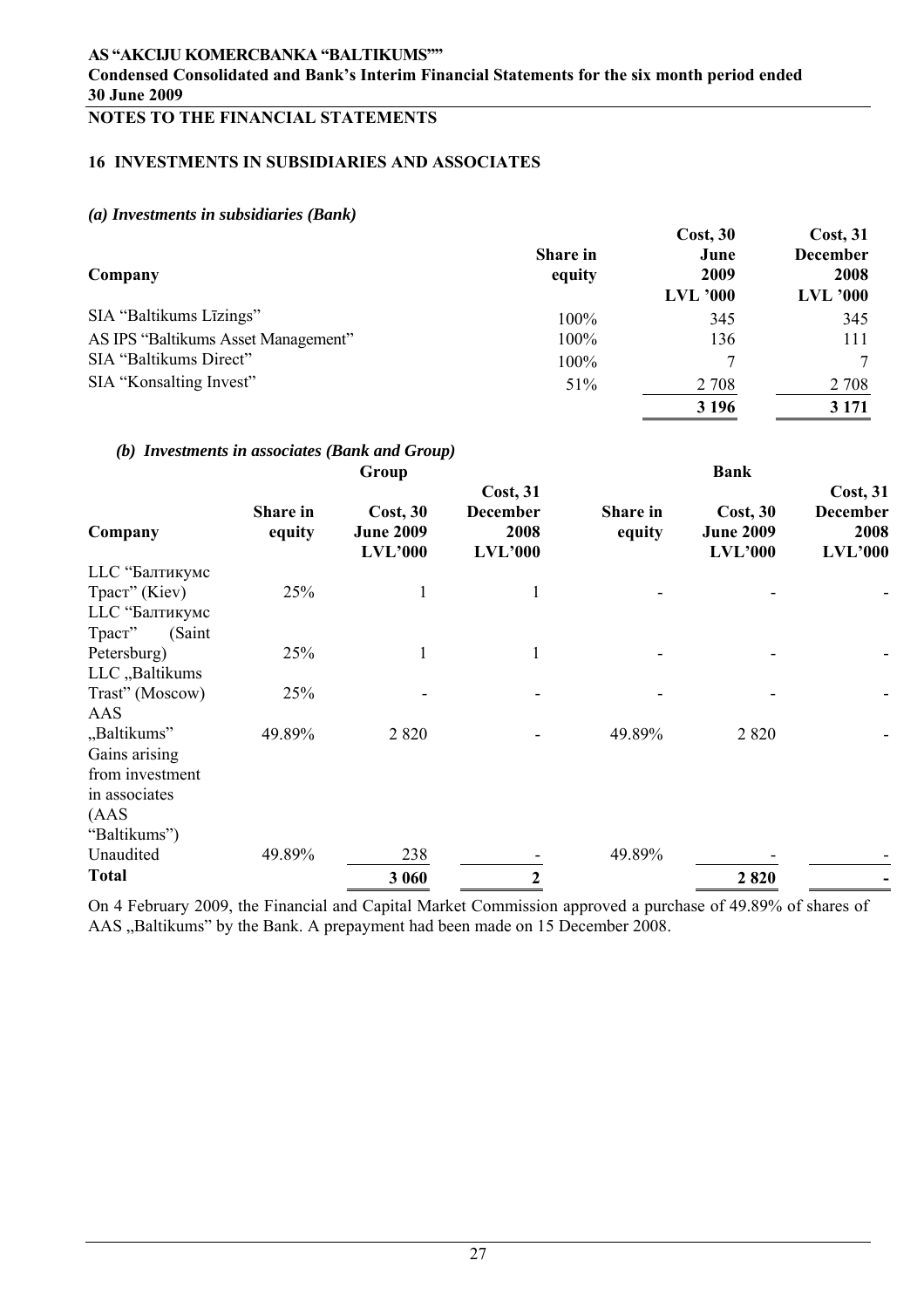## 16 INVESTMENTS IN SUBSIDIARIES AND ASSOCIATES

### *(a) Investments in subsidiaries (Bank)*

| Company | Share in equity | Cost, 30 June 2009 LVL '000 | Cost, 31 December 2008 LVL '000 |
|---|---|---|---|
| SIA "Baltikums Līzings" | 100% | 345 | 345 |
| AS IPS "Baltikums Asset Management" | 100% | 136 | 111 |
| SIA "Baltikums Direct" | 100% | 7 | 7 |
| SIA "Konsalting Invest" | 51% | 2 708 | 2 708 |
| | | **3 196** | **3 171** |

### *(b) Investments in associates (Bank and Group)*

| | Group | | | Bank | | |
|---|---|---|---|---|---|---|
| Company | Share in equity | Cost, 30 June 2009 LVL'000 | Cost, 31 December 2008 LVL'000 | Share in equity | Cost, 30 June 2009 LVL'000 | Cost, 31 December 2008 LVL'000 |
| LLC "Балтикумс Трaст" (Kiev) | 25% | 1 | 1 | - | - | - |
| LLC "Балтикумс Трaст" (Saint Petersburg) | 25% | 1 | 1 | - | - | - |
| LLC „Baltikums Trast" (Moscow) | 25% | - | - | - | - | - |
| AAS „Baltikums" | 49.89% | 2 820 | - | 49.89% | 2 820 | - |
| Gains arising from investment in associates (AAS "Baltikums") Unaudited | 49.89% | 238 | - | 49.89% | - | - |
| **Total** | | **3 060** | **2** | | **2 820** | **-** |

On 4 February 2009, the Financial and Capital Market Commission approved a purchase of 49.89% of shares of AAS „Baltikums" by the Bank. A prepayment had been made on 15 December 2008.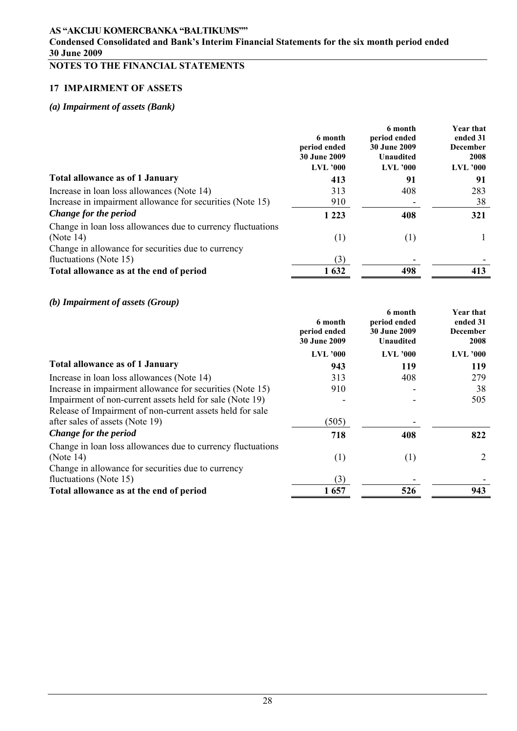## 17 IMPAIRMENT OF ASSETS

### *(a) Impairment of assets (Bank)*

| | 6 month period ended 30 June 2009 LVL '000 | 6 month period ended 30 June 2009 Unaudited LVL '000 | Year that ended 31 December 2008 LVL '000 |
|---|---|---|---|
| **Total allowance as of 1 January** | **413** | **91** | **91** |
| Increase in loan loss allowances (Note 14) | 313 | 408 | 283 |
| Increase in impairment allowance for securities (Note 15) | 910 | - | 38 |
| ***Change for the period*** | **1 223** | **408** | **321** |
| Change in loan loss allowances due to currency fluctuations (Note 14) | (1) | (1) | 1 |
| Change in allowance for securities due to currency fluctuations (Note 15) | (3) | - | - |
| **Total allowance as at the end of period** | **1 632** | **498** | **413** |

### *(b) Impairment of assets (Group)*

| | 6 month period ended 30 June 2009 LVL '000 | 6 month period ended 30 June 2009 Unaudited LVL '000 | Year that ended 31 December 2008 LVL '000 |
|---|---|---|---|
| **Total allowance as of 1 January** | **943** | **119** | **119** |
| Increase in loan loss allowances (Note 14) | 313 | 408 | 279 |
| Increase in impairment allowance for securities (Note 15) | 910 | - | 38 |
| Impairment of non-current assets held for sale (Note 19) | - | - | 505 |
| Release of Impairment of non-current assets held for sale after sales of assets (Note 19) | (505) | - | |
| ***Change for the period*** | **718** | **408** | **822** |
| Change in loan loss allowances due to currency fluctuations (Note 14) | (1) | (1) | 2 |
| Change in allowance for securities due to currency fluctuations (Note 15) | (3) | - | - |
| **Total allowance as at the end of period** | **1 657** | **526** | **943** |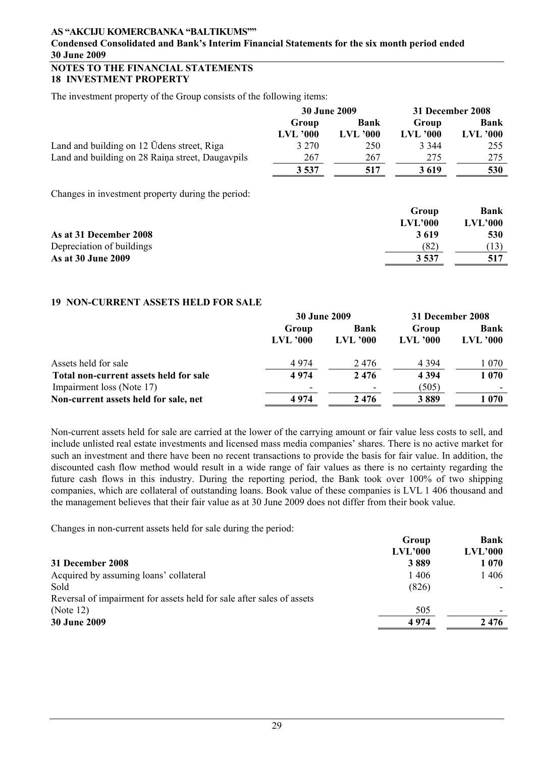## NOTES TO THE FINANCIAL STATEMENTS

## 18 INVESTMENT PROPERTY

The investment property of the Group consists of the following items:

| | 30 June 2009 | | 31 December 2008 | |
|---|---|---|---|---|
| | Group | Bank | Group | Bank |
| | LVL '000 | LVL '000 | LVL '000 | LVL '000 |
| Land and building on 12 Ūdens street, Riga | 3 270 | 250 | 3 344 | 255 |
| Land and building on 28 Raiņa street, Daugavpils | 267 | 267 | 275 | 275 |
| | **3 537** | **517** | **3 619** | **530** |

Changes in investment property during the period:

| | Group | Bank |
|---|---|---|
| | LVL'000 | LVL'000 |
| **As at 31 December 2008** | **3 619** | **530** |
| Depreciation of buildings | (82) | (13) |
| **As at 30 June 2009** | **3 537** | **517** |

## 19 NON-CURRENT ASSETS HELD FOR SALE

| | 30 June 2009 | | 31 December 2008 | |
|---|---|---|---|---|
| | Group | Bank | Group | Bank |
| | LVL '000 | LVL '000 | LVL '000 | LVL '000 |
| Assets held for sale | 4 974 | 2 476 | 4 394 | 1 070 |
| **Total non-current assets held for sale** | **4 974** | **2 476** | **4 394** | **1 070** |
| Impairment loss (Note 17) | - | - | (505) | - |
| **Non-current assets held for sale, net** | **4 974** | **2 476** | **3 889** | **1 070** |

Non-current assets held for sale are carried at the lower of the carrying amount or fair value less costs to sell, and include unlisted real estate investments and licensed mass media companies' shares. There is no active market for such an investment and there have been no recent transactions to provide the basis for fair value. In addition, the discounted cash flow method would result in a wide range of fair values as there is no certainty regarding the future cash flows in this industry. During the reporting period, the Bank took over 100% of two shipping companies, which are collateral of outstanding loans. Book value of these companies is LVL 1 406 thousand and the management believes that their fair value as at 30 June 2009 does not differ from their book value.

Changes in non-current assets held for sale during the period:

| | Group | Bank |
|---|---|---|
| | LVL'000 | LVL'000 |
| **31 December 2008** | **3 889** | **1 070** |
| Acquired by assuming loans' collateral | 1 406 | 1 406 |
| Sold | (826) | - |
| Reversal of impairment for assets held for sale after sales of assets (Note 12) | 505 | - |
| **30 June 2009** | **4 974** | **2 476** |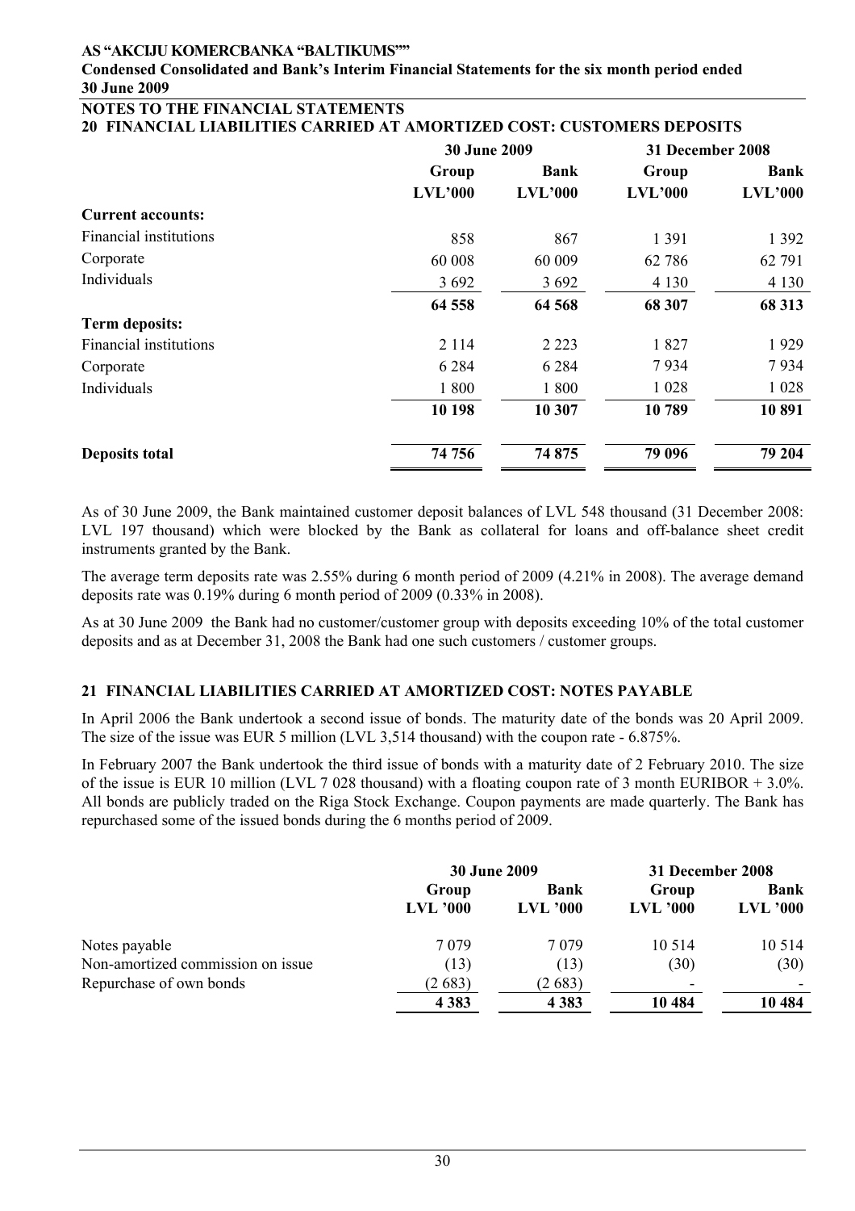## NOTES TO THE FINANCIAL STATEMENTS

### 20 FINANCIAL LIABILITIES CARRIED AT AMORTIZED COST: CUSTOMERS DEPOSITS

| | 30 June 2009 | | 31 December 2008 | |
|---|---|---|---|---|
| | Group | Bank | Group | Bank |
| | LVL'000 | LVL'000 | LVL'000 | LVL'000 |
| **Current accounts:** | | | | |
| Financial institutions | 858 | 867 | 1 391 | 1 392 |
| Corporate | 60 008 | 60 009 | 62 786 | 62 791 |
| Individuals | 3 692 | 3 692 | 4 130 | 4 130 |
| | **64 558** | **64 568** | **68 307** | **68 313** |
| **Term deposits:** | | | | |
| Financial institutions | 2 114 | 2 223 | 1 827 | 1 929 |
| Corporate | 6 284 | 6 284 | 7 934 | 7 934 |
| Individuals | 1 800 | 1 800 | 1 028 | 1 028 |
| | **10 198** | **10 307** | **10 789** | **10 891** |
| **Deposits total** | **74 756** | **74 875** | **79 096** | **79 204** |

As of 30 June 2009, the Bank maintained customer deposit balances of LVL 548 thousand (31 December 2008: LVL 197 thousand) which were blocked by the Bank as collateral for loans and off-balance sheet credit instruments granted by the Bank.

The average term deposits rate was 2.55% during 6 month period of 2009 (4.21% in 2008). The average demand deposits rate was 0.19% during 6 month period of 2009 (0.33% in 2008).

As at 30 June 2009 the Bank had no customer/customer group with deposits exceeding 10% of the total customer deposits and as at December 31, 2008 the Bank had one such customers / customer groups.

### 21 FINANCIAL LIABILITIES CARRIED AT AMORTIZED COST: NOTES PAYABLE

In April 2006 the Bank undertook a second issue of bonds. The maturity date of the bonds was 20 April 2009. The size of the issue was EUR 5 million (LVL 3,514 thousand) with the coupon rate - 6.875%.

In February 2007 the Bank undertook the third issue of bonds with a maturity date of 2 February 2010. The size of the issue is EUR 10 million (LVL 7 028 thousand) with a floating coupon rate of 3 month EURIBOR + 3.0%. All bonds are publicly traded on the Riga Stock Exchange. Coupon payments are made quarterly. The Bank has repurchased some of the issued bonds during the 6 months period of 2009.

| | 30 June 2009 | | 31 December 2008 | |
|---|---|---|---|---|
| | Group | Bank | Group | Bank |
| | LVL '000 | LVL '000 | LVL '000 | LVL '000 |
| Notes payable | 7 079 | 7 079 | 10 514 | 10 514 |
| Non-amortized commission on issue | (13) | (13) | (30) | (30) |
| Repurchase of own bonds | (2 683) | (2 683) | - | - |
| | **4 383** | **4 383** | **10 484** | **10 484** |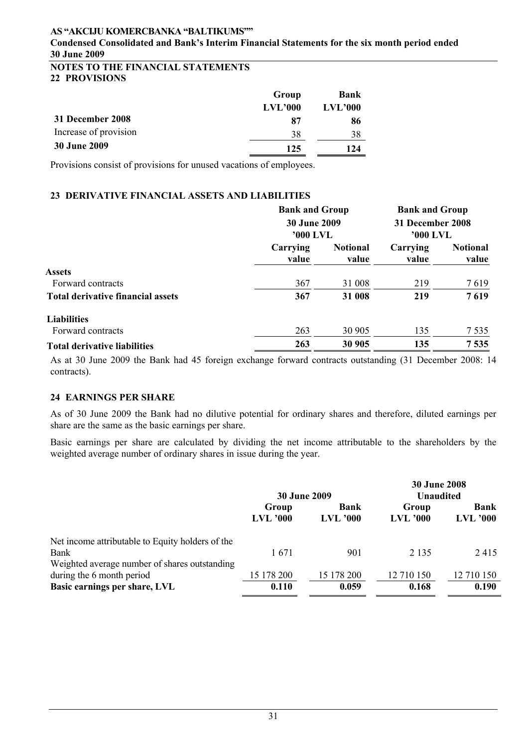## NOTES TO THE FINANCIAL STATEMENTS

### 22 PROVISIONS

| | Group | Bank |
|---|---|---|
| | LVL'000 | LVL'000 |
| **31 December 2008** | **87** | **86** |
| Increase of provision | 38 | 38 |
| **30 June 2009** | **125** | **124** |

Provisions consist of provisions for unused vacations of employees.

### 23 DERIVATIVE FINANCIAL ASSETS AND LIABILITIES

| | Bank and Group 30 June 2009 '000 LVL | | Bank and Group 31 December 2008 '000 LVL | |
|---|---|---|---|---|
| | Carrying value | Notional value | Carrying value | Notional value |
| **Assets** | | | | |
| Forward contracts | 367 | 31 008 | 219 | 7 619 |
| **Total derivative financial assets** | **367** | **31 008** | **219** | **7 619** |
| **Liabilities** | | | | |
| Forward contracts | 263 | 30 905 | 135 | 7 535 |
| **Total derivative liabilities** | **263** | **30 905** | **135** | **7 535** |

As at 30 June 2009 the Bank had 45 foreign exchange forward contracts outstanding (31 December 2008: 14 contracts).

### 24 EARNINGS PER SHARE

As of 30 June 2009 the Bank had no dilutive potential for ordinary shares and therefore, diluted earnings per share are the same as the basic earnings per share.

Basic earnings per share are calculated by dividing the net income attributable to the shareholders by the weighted average number of ordinary shares in issue during the year.

| | 30 June 2009 | | 30 June 2008 Unaudited | |
|---|---|---|---|---|
| | Group LVL '000 | Bank LVL '000 | Group LVL '000 | Bank LVL '000 |
| Net income attributable to Equity holders of the Bank | 1 671 | 901 | 2 135 | 2 415 |
| Weighted average number of shares outstanding during the 6 month period | 15 178 200 | 15 178 200 | 12 710 150 | 12 710 150 |
| **Basic earnings per share, LVL** | **0.110** | **0.059** | **0.168** | **0.190** |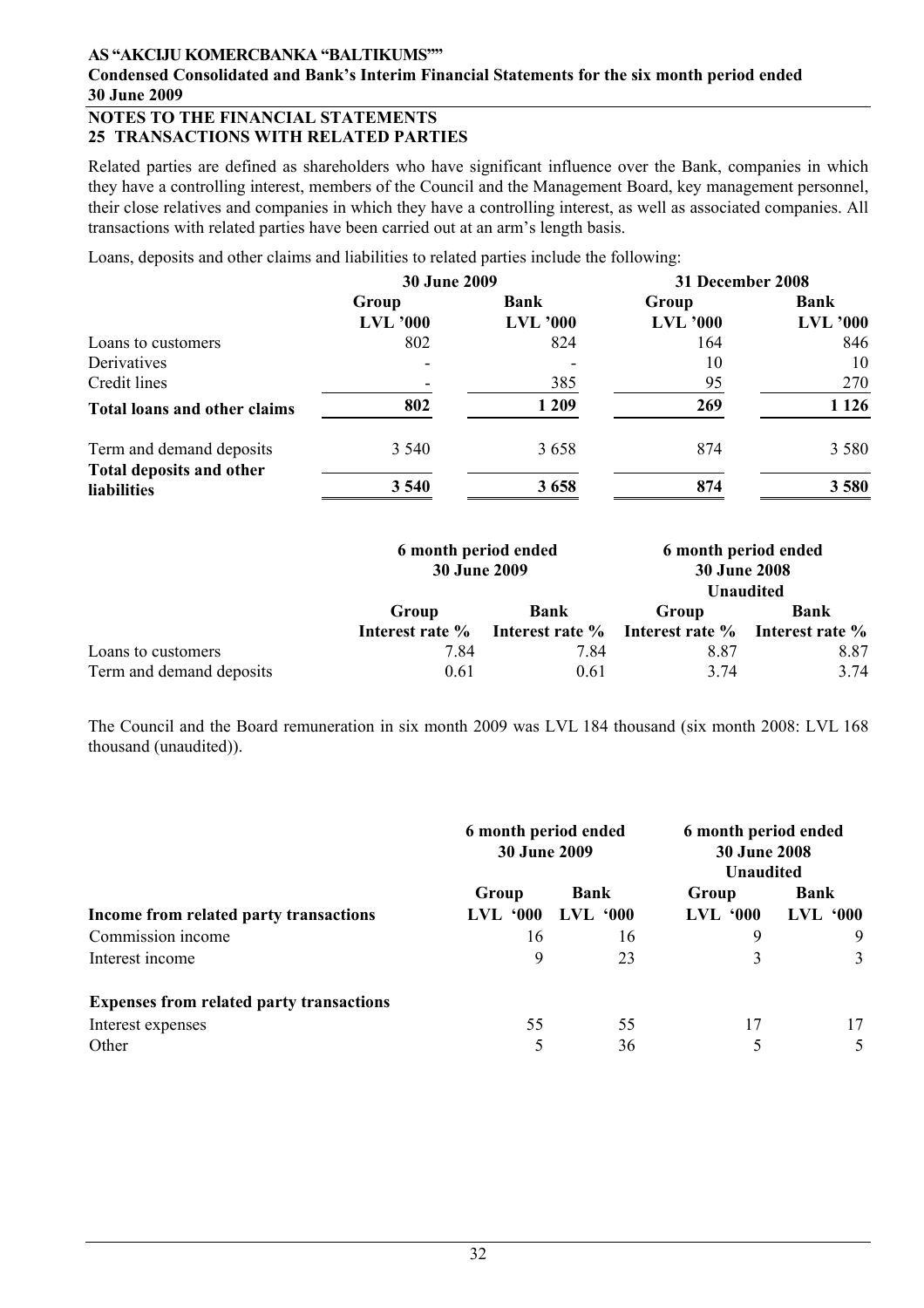## NOTES TO THE FINANCIAL STATEMENTS

## 25 TRANSACTIONS WITH RELATED PARTIES

Related parties are defined as shareholders who have significant influence over the Bank, companies in which they have a controlling interest, members of the Council and the Management Board, key management personnel, their close relatives and companies in which they have a controlling interest, as well as associated companies. All transactions with related parties have been carried out at an arm's length basis.

Loans, deposits and other claims and liabilities to related parties include the following:

| | 30 June 2009 | | 31 December 2008 | |
|---|---|---|---|---|
| | Group | Bank | Group | Bank |
| | LVL '000 | LVL '000 | LVL '000 | LVL '000 |
| Loans to customers | 802 | 824 | 164 | 846 |
| Derivatives | - | - | 10 | 10 |
| Credit lines | - | 385 | 95 | 270 |
| **Total loans and other claims** | **802** | **1 209** | **269** | **1 126** |
| Term and demand deposits | 3 540 | 3 658 | 874 | 3 580 |
| **Total deposits and other liabilities** | **3 540** | **3 658** | **874** | **3 580** |

| | 6 month period ended 30 June 2009 | | 6 month period ended 30 June 2008 Unaudited | |
|---|---|---|---|---|
| | Group | Bank | Group | Bank |
| | Interest rate % | Interest rate % | Interest rate % | Interest rate % |
| Loans to customers | 7.84 | 7.84 | 8.87 | 8.87 |
| Term and demand deposits | 0.61 | 0.61 | 3.74 | 3.74 |

The Council and the Board remuneration in six month 2009 was LVL 184 thousand (six month 2008: LVL 168 thousand (unaudited)).

| | 6 month period ended 30 June 2009 | | 6 month period ended 30 June 2008 Unaudited | |
|---|---|---|---|---|
| | Group | Bank | Group | Bank |
| **Income from related party transactions** | LVL '000 | LVL '000 | LVL '000 | LVL '000 |
| Commission income | 16 | 16 | 9 | 9 |
| Interest income | 9 | 23 | 3 | 3 |
| **Expenses from related party transactions** | | | | |
| Interest expenses | 55 | 55 | 17 | 17 |
| Other | 5 | 36 | 5 | 5 |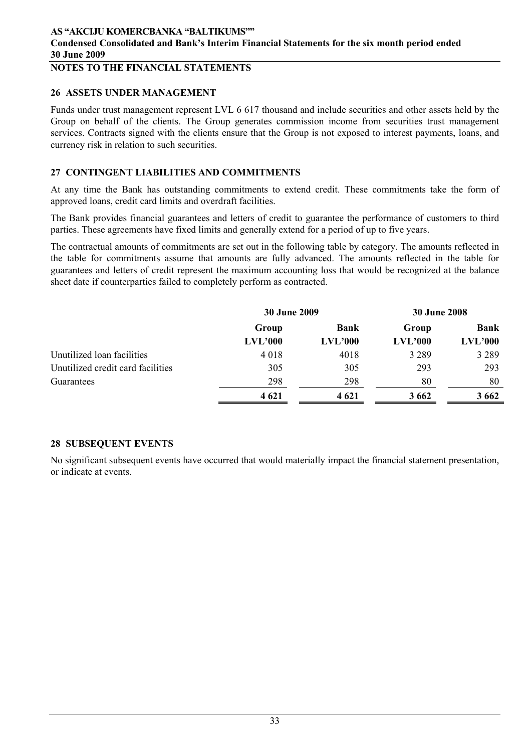## 26 ASSETS UNDER MANAGEMENT

Funds under trust management represent LVL 6 617 thousand and include securities and other assets held by the Group on behalf of the clients. The Group generates commission income from securities trust management services. Contracts signed with the clients ensure that the Group is not exposed to interest payments, loans, and currency risk in relation to such securities.

## 27 CONTINGENT LIABILITIES AND COMMITMENTS

At any time the Bank has outstanding commitments to extend credit. These commitments take the form of approved loans, credit card limits and overdraft facilities.

The Bank provides financial guarantees and letters of credit to guarantee the performance of customers to third parties. These agreements have fixed limits and generally extend for a period of up to five years.

The contractual amounts of commitments are set out in the following table by category. The amounts reflected in the table for commitments assume that amounts are fully advanced. The amounts reflected in the table for guarantees and letters of credit represent the maximum accounting loss that would be recognized at the balance sheet date if counterparties failed to completely perform as contracted.

| | 30 June 2009 | | 30 June 2008 | |
|---|---|---|---|---|
| | **Group** | **Bank** | **Group** | **Bank** |
| | **LVL'000** | **LVL'000** | **LVL'000** | **LVL'000** |
| Unutilized loan facilities | 4 018 | 4018 | 3 289 | 3 289 |
| Unutilized credit card facilities | 305 | 305 | 293 | 293 |
| Guarantees | 298 | 298 | 80 | 80 |
| | **4 621** | **4 621** | **3 662** | **3 662** |

## 28 SUBSEQUENT EVENTS

No significant subsequent events have occurred that would materially impact the financial statement presentation, or indicate at events.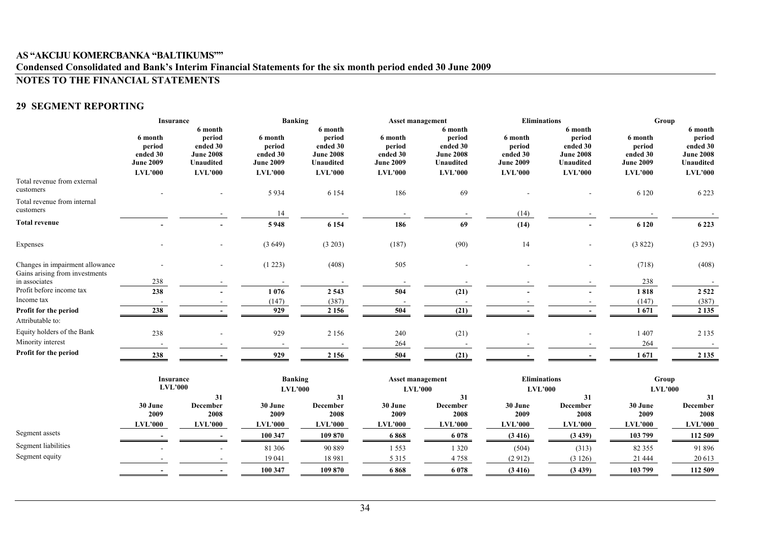# AS "AKCIJU KOMERCBANKA "BALTIKUMS""

## Condensed Consolidated and Bank's Interim Financial Statements for the six month period ended 30 June 2009

## NOTES TO THE FINANCIAL STATEMENTS

### 29 SEGMENT REPORTING

| | Insurance | | Banking | | Asset management | | Eliminations | | Group | |
|---|---|---|---|---|---|---|---|---|---|---|
| | 6 month period ended 30 June 2009 | 6 month period ended 30 June 2008 Unaudited | 6 month period ended 30 June 2009 | 6 month period ended 30 June 2008 Unaudited | 6 month period ended 30 June 2009 | 6 month period ended 30 June 2008 Unaudited | 6 month period ended 30 June 2009 | 6 month period ended 30 June 2008 Unaudited | 6 month period ended 30 June 2009 | 6 month period ended 30 June 2008 Unaudited |
| | LVL'000 | LVL'000 | LVL'000 | LVL'000 | LVL'000 | LVL'000 | LVL'000 | LVL'000 | LVL'000 | LVL'000 |
| Total revenue from external customers | - | - | 5 934 | 6 154 | 186 | 69 | - | - | 6 120 | 6 223 |
| Total revenue from internal customers | | - | 14 | - | - | - | (14) | - | - | - |
| **Total revenue** | **-** | **-** | **5 948** | **6 154** | **186** | **69** | **(14)** | **-** | **6 120** | **6 223** |
| Expenses | - | - | (3 649) | (3 203) | (187) | (90) | 14 | - | (3 822) | (3 293) |
| Changes in impairment allowance | - | - | (1 223) | (408) | 505 | - | - | - | (718) | (408) |
| Gains arising from investments in associates | 238 | - | - | - | - | - | - | - | 238 | - |
| Profit before income tax | 238 | - | 1 076 | 2 543 | 504 | (21) | - | - | 1 818 | 2 522 |
| Income tax | - | - | (147) | (387) | - | - | - | - | (147) | (387) |
| **Profit for the period** | **238** | **-** | **929** | **2 156** | **504** | **(21)** | **-** | **-** | **1 671** | **2 135** |
| Attributable to: | | | | | | | | | | |
| Equity holders of the Bank | 238 | - | 929 | 2 156 | 240 | (21) | - | - | 1 407 | 2 135 |
| Minority interest | - | - | - | - | 264 | - | - | - | 264 | - |
| **Profit for the period** | **238** | **-** | **929** | **2 156** | **504** | **(21)** | **-** | **-** | **1 671** | **2 135** |

| | Insurance LVL'000 | | Banking LVL'000 | | Asset management LVL'000 | | Eliminations LVL'000 | | Group LVL'000 | |
|---|---|---|---|---|---|---|---|---|---|---|
| | 30 June 2009 | 31 December 2008 | 30 June 2009 | 31 December 2008 | 30 June 2009 | 31 December 2008 | 30 June 2009 | 31 December 2008 | 30 June 2009 | 31 December 2008 |
| | LVL'000 | LVL'000 | LVL'000 | LVL'000 | LVL'000 | LVL'000 | LVL'000 | LVL'000 | LVL'000 | LVL'000 |
| Segment assets | **-** | **-** | **100 347** | **109 870** | **6 868** | **6 078** | **(3 416)** | **(3 439)** | **103 799** | **112 509** |
| Segment liabilities | - | - | 81 306 | 90 889 | 1 553 | 1 320 | (504) | (313) | 82 355 | 91 896 |
| Segment equity | - | - | 19 041 | 18 981 | 5 315 | 4 758 | (2 912) | (3 126) | 21 444 | 20 613 |
| | **-** | **-** | **100 347** | **109 870** | **6 868** | **6 078** | **(3 416)** | **(3 439)** | **103 799** | **112 509** |